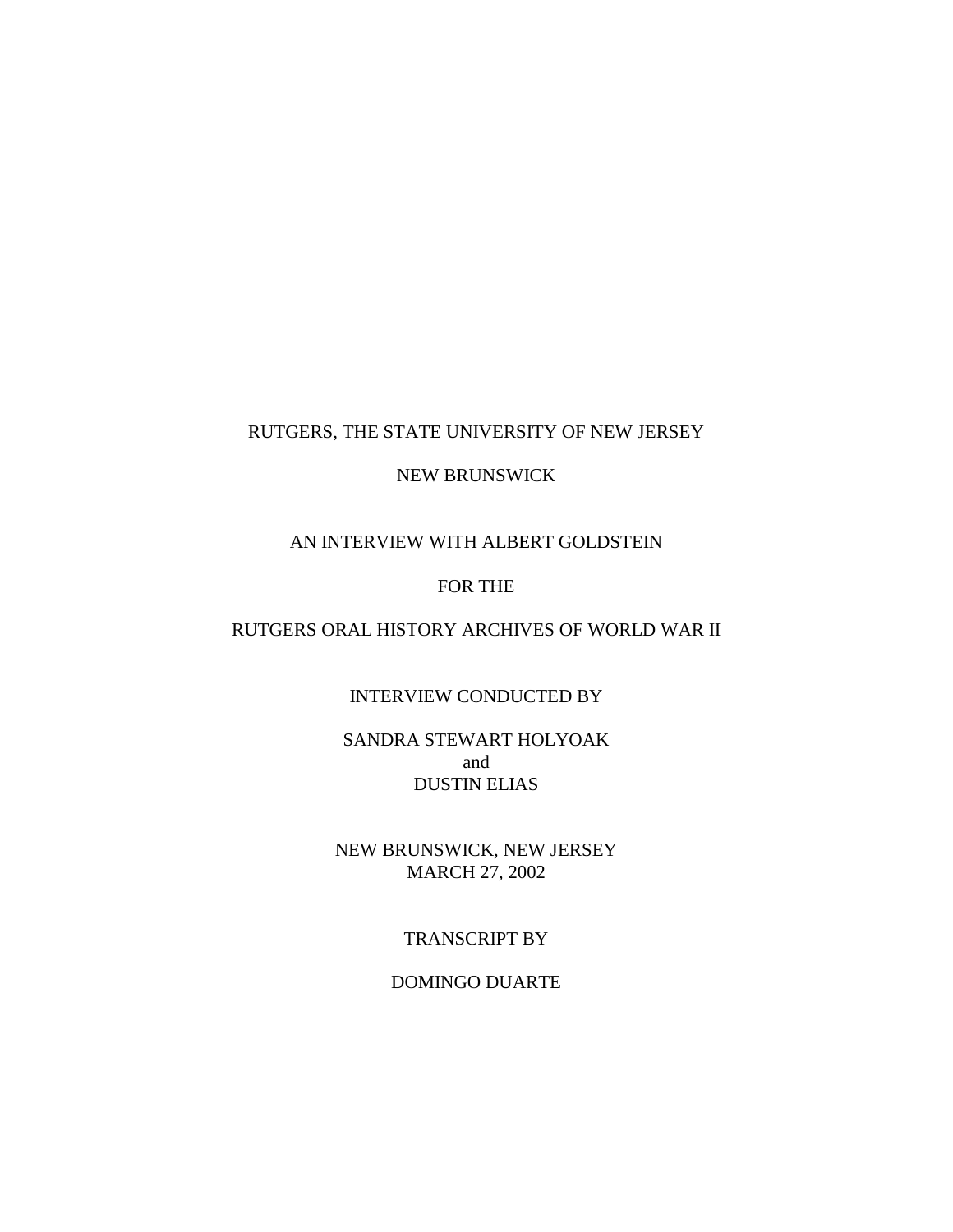RUTGERS, THE STATE UNIVERSITY OF NEW JERSEY

NEW BRUNSWICK

AN INTERVIEW WITH ALBERT GOLDSTEIN

FOR THE

RUTGERS ORAL HISTORY ARCHIVES OF WORLD WAR II

INTERVIEW CONDUCTED BY

SANDRA STEWART HOLYOAK
and
DUSTIN ELIAS

NEW BRUNSWICK, NEW JERSEY
MARCH 27, 2002

TRANSCRIPT BY

DOMINGO DUARTE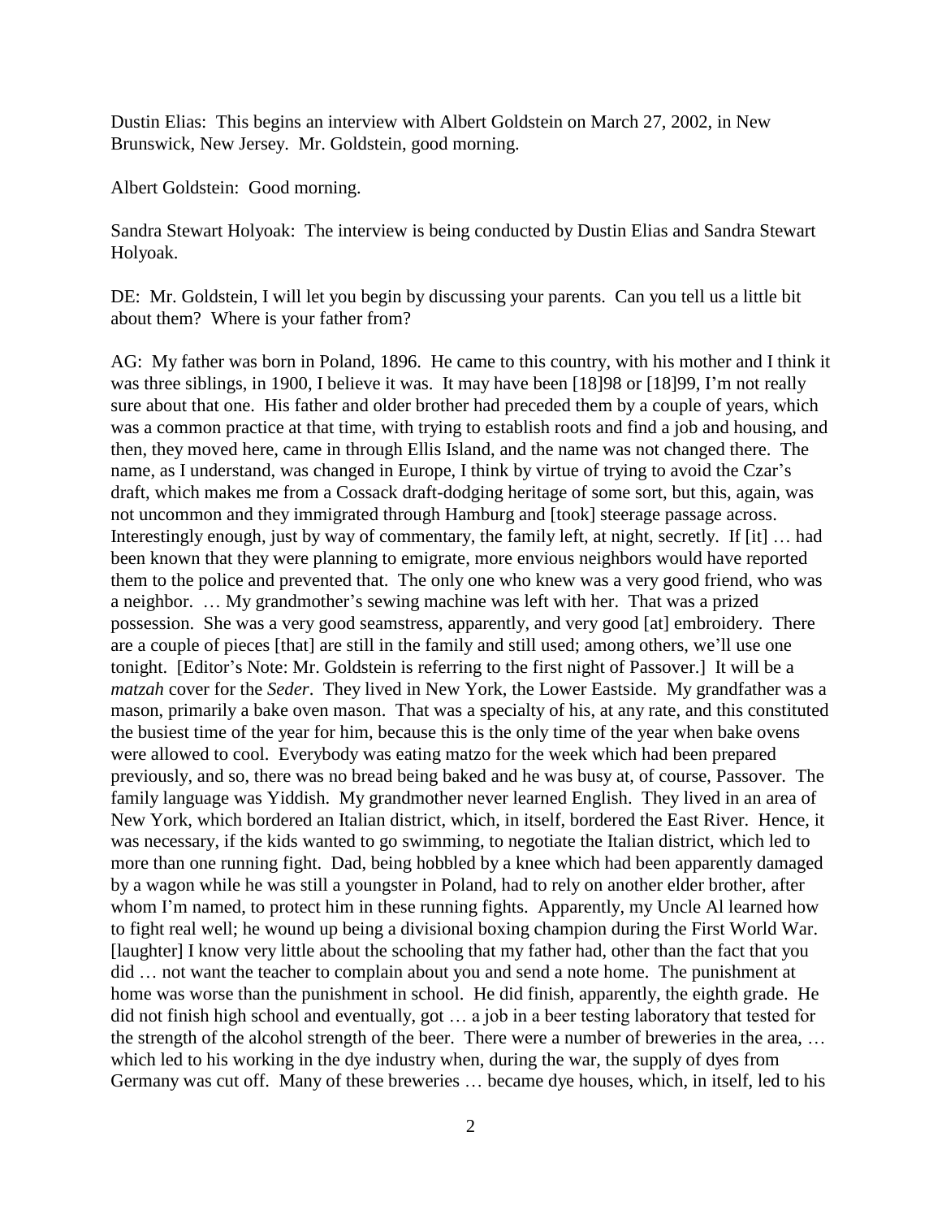Dustin Elias: This begins an interview with Albert Goldstein on March 27, 2002, in New Brunswick, New Jersey. Mr. Goldstein, good morning.

Albert Goldstein: Good morning.

Sandra Stewart Holyoak: The interview is being conducted by Dustin Elias and Sandra Stewart Holyoak.

DE: Mr. Goldstein, I will let you begin by discussing your parents. Can you tell us a little bit about them? Where is your father from?

AG: My father was born in Poland, 1896. He came to this country, with his mother and I think it was three siblings, in 1900, I believe it was. It may have been [18]98 or [18]99, I'm not really sure about that one. His father and older brother had preceded them by a couple of years, which was a common practice at that time, with trying to establish roots and find a job and housing, and then, they moved here, came in through Ellis Island, and the name was not changed there. The name, as I understand, was changed in Europe, I think by virtue of trying to avoid the Czar's draft, which makes me from a Cossack draft-dodging heritage of some sort, but this, again, was not uncommon and they immigrated through Hamburg and [took] steerage passage across. Interestingly enough, just by way of commentary, the family left, at night, secretly. If [it] … had been known that they were planning to emigrate, more envious neighbors would have reported them to the police and prevented that. The only one who knew was a very good friend, who was a neighbor. … My grandmother's sewing machine was left with her. That was a prized possession. She was a very good seamstress, apparently, and very good [at] embroidery. There are a couple of pieces [that] are still in the family and still used; among others, we'll use one tonight. [Editor's Note: Mr. Goldstein is referring to the first night of Passover.] It will be a *matzah* cover for the *Seder*. They lived in New York, the Lower Eastside. My grandfather was a mason, primarily a bake oven mason. That was a specialty of his, at any rate, and this constituted the busiest time of the year for him, because this is the only time of the year when bake ovens were allowed to cool. Everybody was eating matzo for the week which had been prepared previously, and so, there was no bread being baked and he was busy at, of course, Passover. The family language was Yiddish. My grandmother never learned English. They lived in an area of New York, which bordered an Italian district, which, in itself, bordered the East River. Hence, it was necessary, if the kids wanted to go swimming, to negotiate the Italian district, which led to more than one running fight. Dad, being hobbled by a knee which had been apparently damaged by a wagon while he was still a youngster in Poland, had to rely on another elder brother, after whom I'm named, to protect him in these running fights. Apparently, my Uncle Al learned how to fight real well; he wound up being a divisional boxing champion during the First World War. [laughter] I know very little about the schooling that my father had, other than the fact that you did … not want the teacher to complain about you and send a note home. The punishment at home was worse than the punishment in school. He did finish, apparently, the eighth grade. He did not finish high school and eventually, got … a job in a beer testing laboratory that tested for the strength of the alcohol strength of the beer. There were a number of breweries in the area, … which led to his working in the dye industry when, during the war, the supply of dyes from Germany was cut off. Many of these breweries … became dye houses, which, in itself, led to his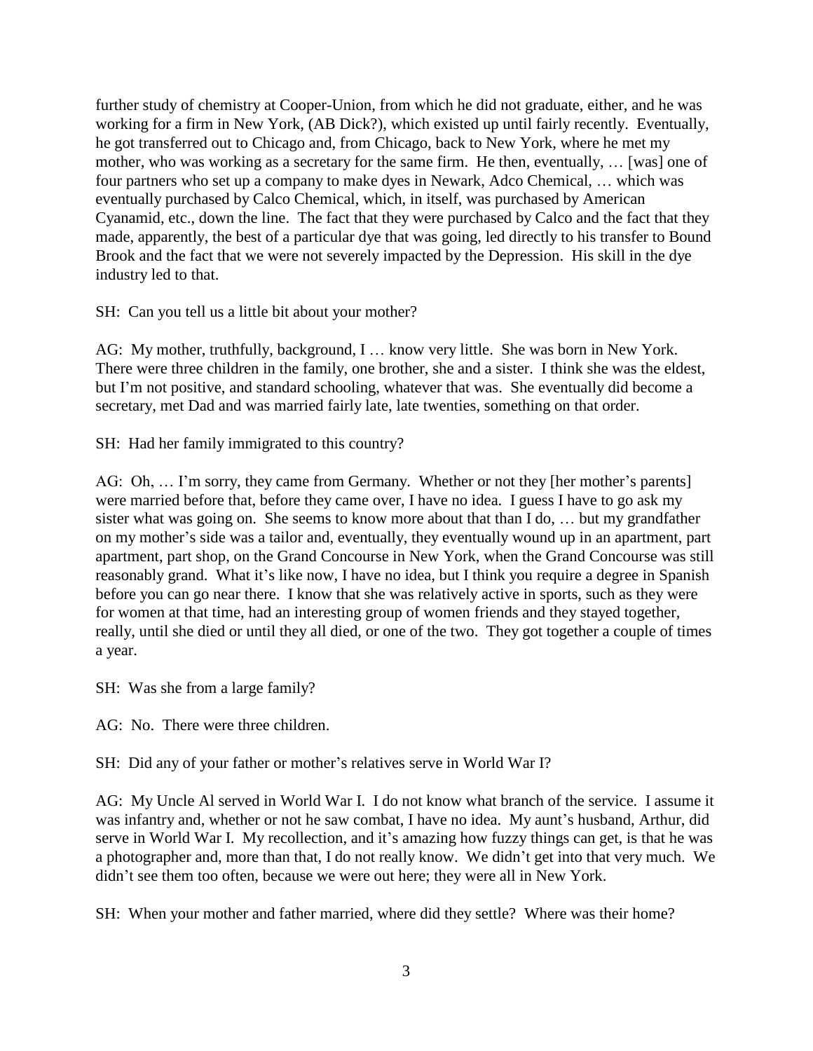further study of chemistry at Cooper-Union, from which he did not graduate, either, and he was working for a firm in New York, (AB Dick?), which existed up until fairly recently. Eventually, he got transferred out to Chicago and, from Chicago, back to New York, where he met my mother, who was working as a secretary for the same firm. He then, eventually, … [was] one of four partners who set up a company to make dyes in Newark, Adco Chemical, … which was eventually purchased by Calco Chemical, which, in itself, was purchased by American Cyanamid, etc., down the line. The fact that they were purchased by Calco and the fact that they made, apparently, the best of a particular dye that was going, led directly to his transfer to Bound Brook and the fact that we were not severely impacted by the Depression. His skill in the dye industry led to that.

SH: Can you tell us a little bit about your mother?

AG: My mother, truthfully, background, I … know very little. She was born in New York. There were three children in the family, one brother, she and a sister. I think she was the eldest, but I'm not positive, and standard schooling, whatever that was. She eventually did become a secretary, met Dad and was married fairly late, late twenties, something on that order.

SH: Had her family immigrated to this country?

AG: Oh, … I'm sorry, they came from Germany. Whether or not they [her mother's parents] were married before that, before they came over, I have no idea. I guess I have to go ask my sister what was going on. She seems to know more about that than I do, … but my grandfather on my mother's side was a tailor and, eventually, they eventually wound up in an apartment, part apartment, part shop, on the Grand Concourse in New York, when the Grand Concourse was still reasonably grand. What it's like now, I have no idea, but I think you require a degree in Spanish before you can go near there. I know that she was relatively active in sports, such as they were for women at that time, had an interesting group of women friends and they stayed together, really, until she died or until they all died, or one of the two. They got together a couple of times a year.

SH: Was she from a large family?

AG: No. There were three children.

SH: Did any of your father or mother's relatives serve in World War I?

AG: My Uncle Al served in World War I. I do not know what branch of the service. I assume it was infantry and, whether or not he saw combat, I have no idea. My aunt's husband, Arthur, did serve in World War I. My recollection, and it's amazing how fuzzy things can get, is that he was a photographer and, more than that, I do not really know. We didn't get into that very much. We didn't see them too often, because we were out here; they were all in New York.

SH: When your mother and father married, where did they settle? Where was their home?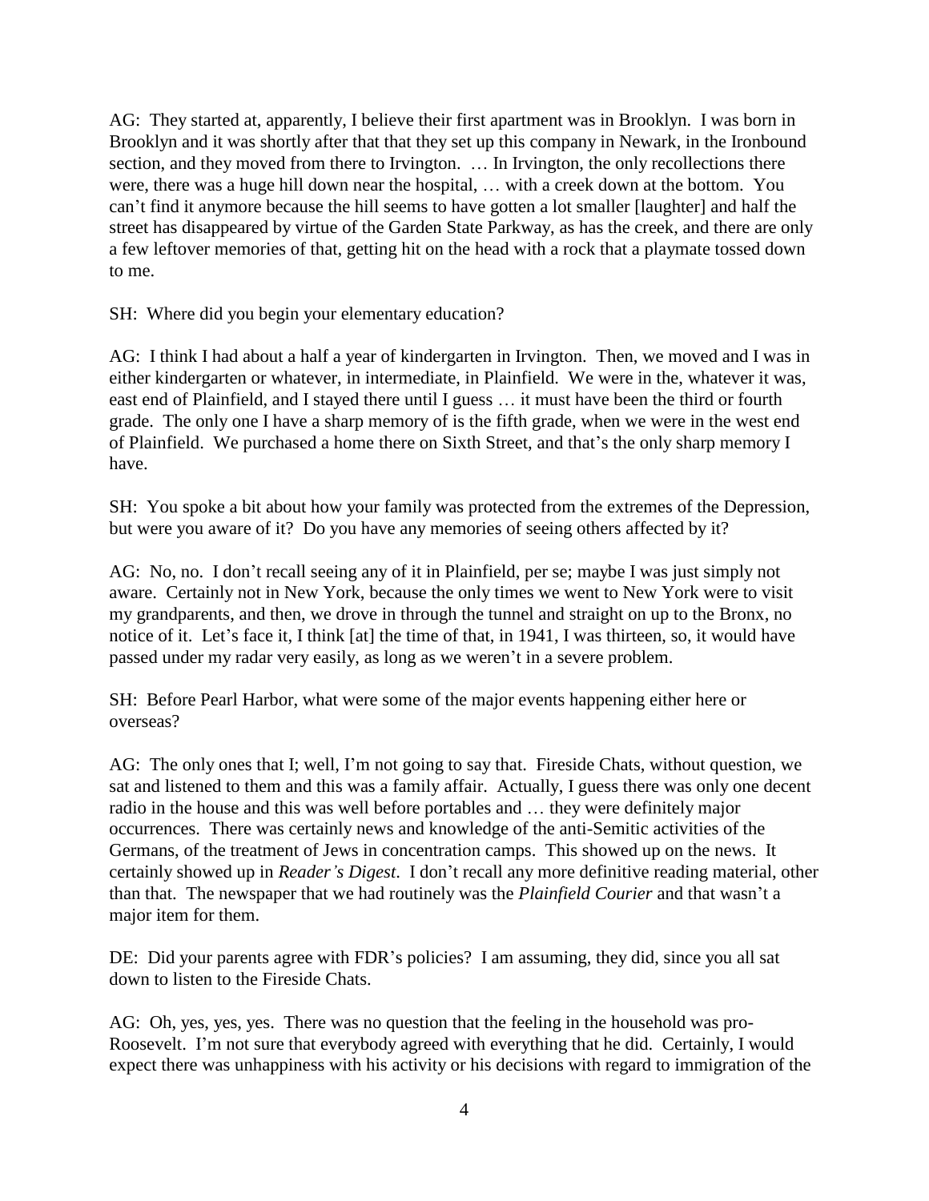AG: They started at, apparently, I believe their first apartment was in Brooklyn. I was born in Brooklyn and it was shortly after that that they set up this company in Newark, in the Ironbound section, and they moved from there to Irvington. … In Irvington, the only recollections there were, there was a huge hill down near the hospital, … with a creek down at the bottom. You can't find it anymore because the hill seems to have gotten a lot smaller [laughter] and half the street has disappeared by virtue of the Garden State Parkway, as has the creek, and there are only a few leftover memories of that, getting hit on the head with a rock that a playmate tossed down to me.

SH: Where did you begin your elementary education?

AG: I think I had about a half a year of kindergarten in Irvington. Then, we moved and I was in either kindergarten or whatever, in intermediate, in Plainfield. We were in the, whatever it was, east end of Plainfield, and I stayed there until I guess … it must have been the third or fourth grade. The only one I have a sharp memory of is the fifth grade, when we were in the west end of Plainfield. We purchased a home there on Sixth Street, and that's the only sharp memory I have.

SH: You spoke a bit about how your family was protected from the extremes of the Depression, but were you aware of it? Do you have any memories of seeing others affected by it?

AG: No, no. I don't recall seeing any of it in Plainfield, per se; maybe I was just simply not aware. Certainly not in New York, because the only times we went to New York were to visit my grandparents, and then, we drove in through the tunnel and straight on up to the Bronx, no notice of it. Let's face it, I think [at] the time of that, in 1941, I was thirteen, so, it would have passed under my radar very easily, as long as we weren't in a severe problem.

SH: Before Pearl Harbor, what were some of the major events happening either here or overseas?

AG: The only ones that I; well, I'm not going to say that. Fireside Chats, without question, we sat and listened to them and this was a family affair. Actually, I guess there was only one decent radio in the house and this was well before portables and … they were definitely major occurrences. There was certainly news and knowledge of the anti-Semitic activities of the Germans, of the treatment of Jews in concentration camps. This showed up on the news. It certainly showed up in *Reader's Digest*. I don't recall any more definitive reading material, other than that. The newspaper that we had routinely was the *Plainfield Courier* and that wasn't a major item for them.

DE: Did your parents agree with FDR's policies? I am assuming, they did, since you all sat down to listen to the Fireside Chats.

AG: Oh, yes, yes, yes. There was no question that the feeling in the household was pro-Roosevelt. I'm not sure that everybody agreed with everything that he did. Certainly, I would expect there was unhappiness with his activity or his decisions with regard to immigration of the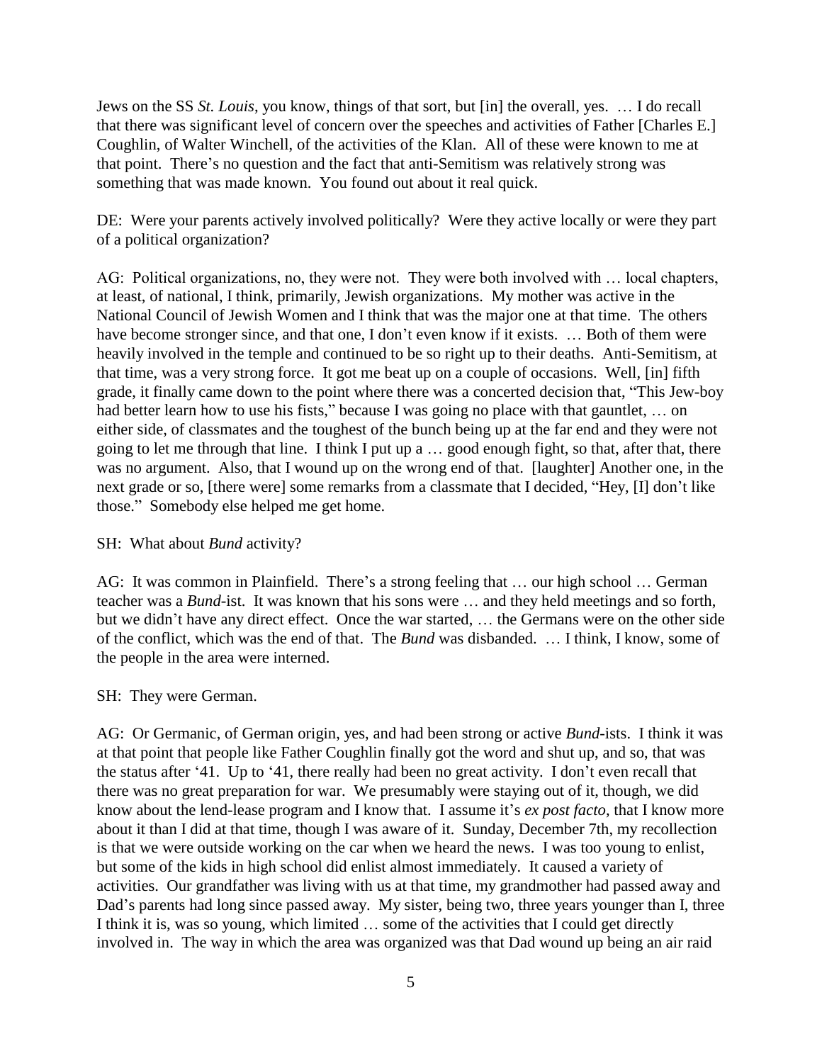Jews on the SS *St. Louis*, you know, things of that sort, but [in] the overall, yes. … I do recall that there was significant level of concern over the speeches and activities of Father [Charles E.] Coughlin, of Walter Winchell, of the activities of the Klan. All of these were known to me at that point. There's no question and the fact that anti-Semitism was relatively strong was something that was made known. You found out about it real quick.

DE: Were your parents actively involved politically? Were they active locally or were they part of a political organization?

AG: Political organizations, no, they were not. They were both involved with … local chapters, at least, of national, I think, primarily, Jewish organizations. My mother was active in the National Council of Jewish Women and I think that was the major one at that time. The others have become stronger since, and that one, I don't even know if it exists. … Both of them were heavily involved in the temple and continued to be so right up to their deaths. Anti-Semitism, at that time, was a very strong force. It got me beat up on a couple of occasions. Well, [in] fifth grade, it finally came down to the point where there was a concerted decision that, "This Jew-boy had better learn how to use his fists," because I was going no place with that gauntlet, … on either side, of classmates and the toughest of the bunch being up at the far end and they were not going to let me through that line. I think I put up a … good enough fight, so that, after that, there was no argument. Also, that I wound up on the wrong end of that. [laughter] Another one, in the next grade or so, [there were] some remarks from a classmate that I decided, "Hey, [I] don't like those." Somebody else helped me get home.

SH: What about *Bund* activity?

AG: It was common in Plainfield. There's a strong feeling that … our high school … German teacher was a *Bund*-ist. It was known that his sons were … and they held meetings and so forth, but we didn't have any direct effect. Once the war started, … the Germans were on the other side of the conflict, which was the end of that. The *Bund* was disbanded. … I think, I know, some of the people in the area were interned.

SH: They were German.

AG: Or Germanic, of German origin, yes, and had been strong or active *Bund*-ists. I think it was at that point that people like Father Coughlin finally got the word and shut up, and so, that was the status after '41. Up to '41, there really had been no great activity. I don't even recall that there was no great preparation for war. We presumably were staying out of it, though, we did know about the lend-lease program and I know that. I assume it's *ex post facto*, that I know more about it than I did at that time, though I was aware of it. Sunday, December 7th, my recollection is that we were outside working on the car when we heard the news. I was too young to enlist, but some of the kids in high school did enlist almost immediately. It caused a variety of activities. Our grandfather was living with us at that time, my grandmother had passed away and Dad's parents had long since passed away. My sister, being two, three years younger than I, three I think it is, was so young, which limited … some of the activities that I could get directly involved in. The way in which the area was organized was that Dad wound up being an air raid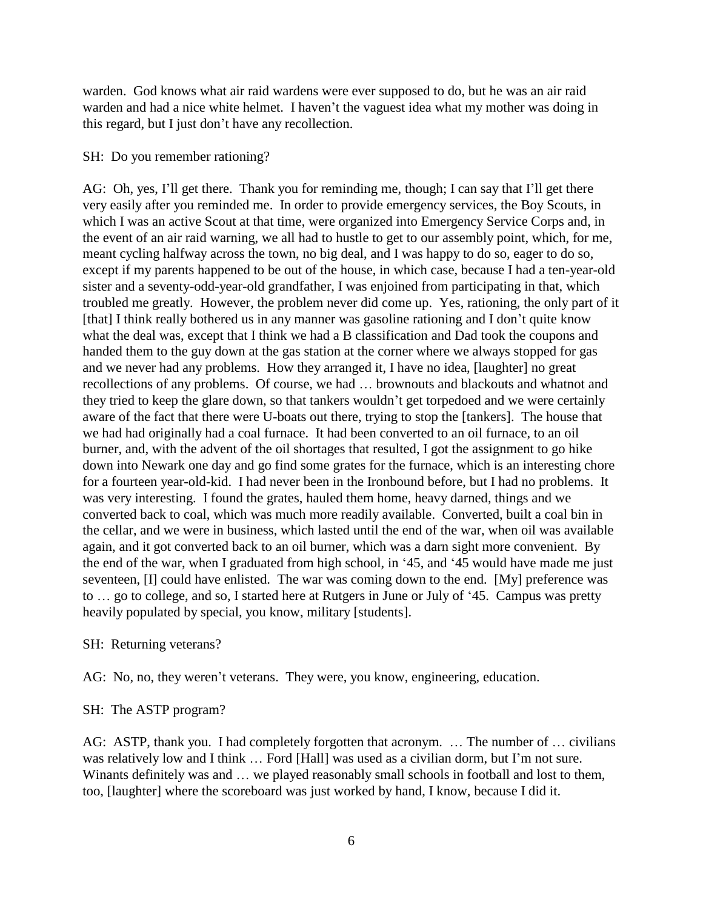warden. God knows what air raid wardens were ever supposed to do, but he was an air raid warden and had a nice white helmet. I haven't the vaguest idea what my mother was doing in this regard, but I just don't have any recollection.

SH: Do you remember rationing?

AG: Oh, yes, I'll get there. Thank you for reminding me, though; I can say that I'll get there very easily after you reminded me. In order to provide emergency services, the Boy Scouts, in which I was an active Scout at that time, were organized into Emergency Service Corps and, in the event of an air raid warning, we all had to hustle to get to our assembly point, which, for me, meant cycling halfway across the town, no big deal, and I was happy to do so, eager to do so, except if my parents happened to be out of the house, in which case, because I had a ten-year-old sister and a seventy-odd-year-old grandfather, I was enjoined from participating in that, which troubled me greatly. However, the problem never did come up. Yes, rationing, the only part of it [that] I think really bothered us in any manner was gasoline rationing and I don't quite know what the deal was, except that I think we had a B classification and Dad took the coupons and handed them to the guy down at the gas station at the corner where we always stopped for gas and we never had any problems. How they arranged it, I have no idea, [laughter] no great recollections of any problems. Of course, we had … brownouts and blackouts and whatnot and they tried to keep the glare down, so that tankers wouldn't get torpedoed and we were certainly aware of the fact that there were U-boats out there, trying to stop the [tankers]. The house that we had had originally had a coal furnace. It had been converted to an oil furnace, to an oil burner, and, with the advent of the oil shortages that resulted, I got the assignment to go hike down into Newark one day and go find some grates for the furnace, which is an interesting chore for a fourteen year-old-kid. I had never been in the Ironbound before, but I had no problems. It was very interesting. I found the grates, hauled them home, heavy darned, things and we converted back to coal, which was much more readily available. Converted, built a coal bin in the cellar, and we were in business, which lasted until the end of the war, when oil was available again, and it got converted back to an oil burner, which was a darn sight more convenient. By the end of the war, when I graduated from high school, in '45, and '45 would have made me just seventeen, [I] could have enlisted. The war was coming down to the end. [My] preference was to … go to college, and so, I started here at Rutgers in June or July of '45. Campus was pretty heavily populated by special, you know, military [students].

SH: Returning veterans?

AG: No, no, they weren't veterans. They were, you know, engineering, education.

SH: The ASTP program?

AG: ASTP, thank you. I had completely forgotten that acronym. … The number of … civilians was relatively low and I think … Ford [Hall] was used as a civilian dorm, but I'm not sure. Winants definitely was and … we played reasonably small schools in football and lost to them, too, [laughter] where the scoreboard was just worked by hand, I know, because I did it.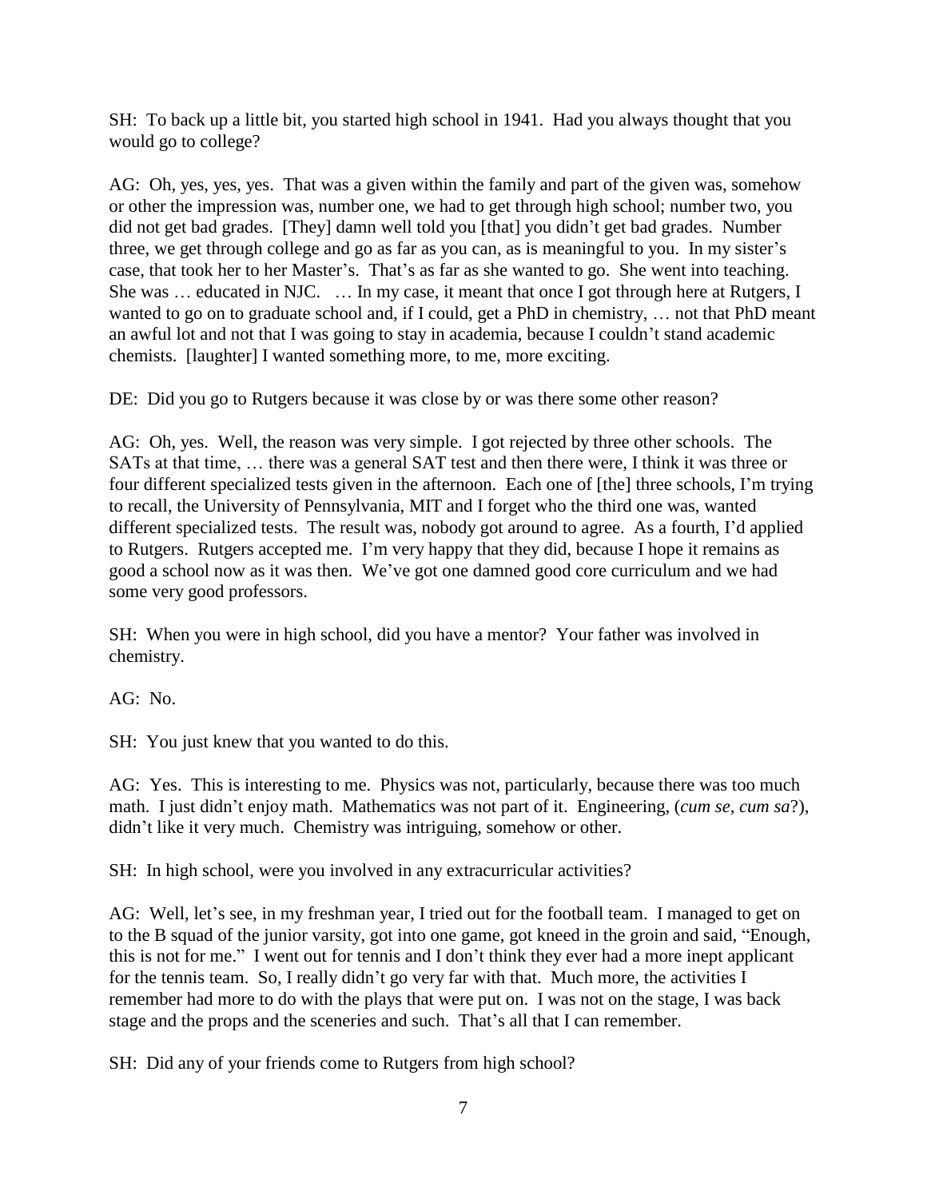SH: To back up a little bit, you started high school in 1941. Had you always thought that you would go to college?

AG: Oh, yes, yes, yes. That was a given within the family and part of the given was, somehow or other the impression was, number one, we had to get through high school; number two, you did not get bad grades. [They] damn well told you [that] you didn't get bad grades. Number three, we get through college and go as far as you can, as is meaningful to you. In my sister's case, that took her to her Master's. That's as far as she wanted to go. She went into teaching. She was … educated in NJC. … In my case, it meant that once I got through here at Rutgers, I wanted to go on to graduate school and, if I could, get a PhD in chemistry, … not that PhD meant an awful lot and not that I was going to stay in academia, because I couldn't stand academic chemists. [laughter] I wanted something more, to me, more exciting.

DE: Did you go to Rutgers because it was close by or was there some other reason?

AG: Oh, yes. Well, the reason was very simple. I got rejected by three other schools. The SATs at that time, … there was a general SAT test and then there were, I think it was three or four different specialized tests given in the afternoon. Each one of [the] three schools, I'm trying to recall, the University of Pennsylvania, MIT and I forget who the third one was, wanted different specialized tests. The result was, nobody got around to agree. As a fourth, I'd applied to Rutgers. Rutgers accepted me. I'm very happy that they did, because I hope it remains as good a school now as it was then. We've got one damned good core curriculum and we had some very good professors.

SH: When you were in high school, did you have a mentor? Your father was involved in chemistry.

AG: No.

SH: You just knew that you wanted to do this.

AG: Yes. This is interesting to me. Physics was not, particularly, because there was too much math. I just didn't enjoy math. Mathematics was not part of it. Engineering, (*cum se, cum sa*?), didn't like it very much. Chemistry was intriguing, somehow or other.

SH: In high school, were you involved in any extracurricular activities?

AG: Well, let's see, in my freshman year, I tried out for the football team. I managed to get on to the B squad of the junior varsity, got into one game, got kneed in the groin and said, "Enough, this is not for me." I went out for tennis and I don't think they ever had a more inept applicant for the tennis team. So, I really didn't go very far with that. Much more, the activities I remember had more to do with the plays that were put on. I was not on the stage, I was back stage and the props and the sceneries and such. That's all that I can remember.

SH: Did any of your friends come to Rutgers from high school?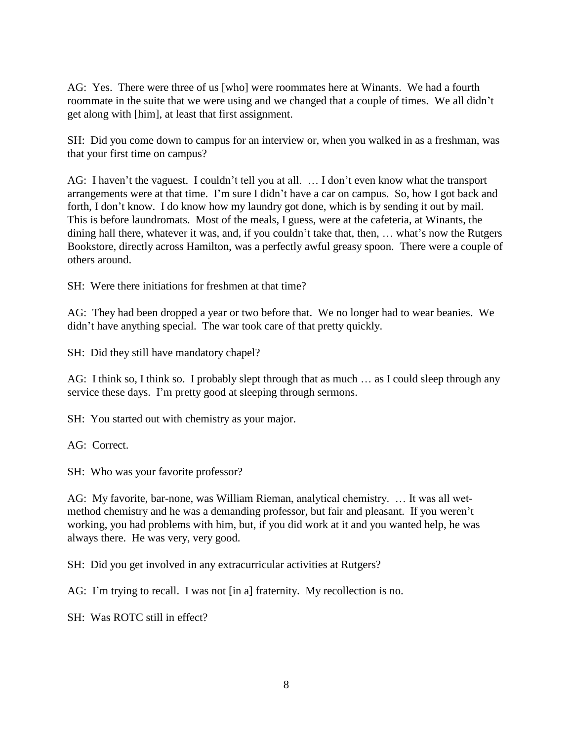AG: Yes. There were three of us [who] were roommates here at Winants. We had a fourth roommate in the suite that we were using and we changed that a couple of times. We all didn't get along with [him], at least that first assignment.

SH: Did you come down to campus for an interview or, when you walked in as a freshman, was that your first time on campus?

AG: I haven't the vaguest. I couldn't tell you at all. … I don't even know what the transport arrangements were at that time. I'm sure I didn't have a car on campus. So, how I got back and forth, I don't know. I do know how my laundry got done, which is by sending it out by mail. This is before laundromats. Most of the meals, I guess, were at the cafeteria, at Winants, the dining hall there, whatever it was, and, if you couldn't take that, then, … what's now the Rutgers Bookstore, directly across Hamilton, was a perfectly awful greasy spoon. There were a couple of others around.

SH: Were there initiations for freshmen at that time?

AG: They had been dropped a year or two before that. We no longer had to wear beanies. We didn't have anything special. The war took care of that pretty quickly.

SH: Did they still have mandatory chapel?

AG: I think so, I think so. I probably slept through that as much … as I could sleep through any service these days. I'm pretty good at sleeping through sermons.

SH: You started out with chemistry as your major.

AG: Correct.

SH: Who was your favorite professor?

AG: My favorite, bar-none, was William Rieman, analytical chemistry. … It was all wet-method chemistry and he was a demanding professor, but fair and pleasant. If you weren't working, you had problems with him, but, if you did work at it and you wanted help, he was always there. He was very, very good.

SH: Did you get involved in any extracurricular activities at Rutgers?

AG: I'm trying to recall. I was not [in a] fraternity. My recollection is no.

SH: Was ROTC still in effect?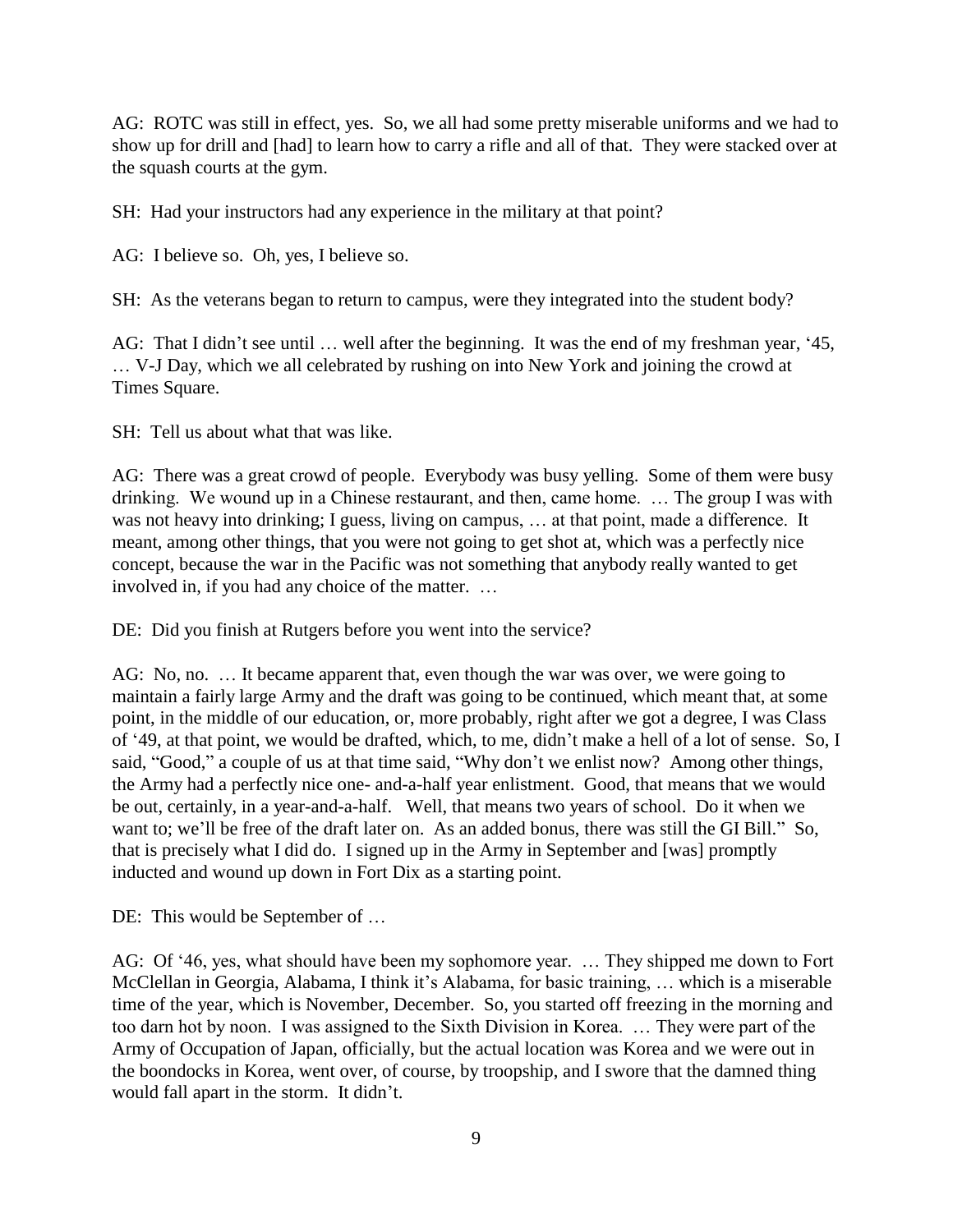AG: ROTC was still in effect, yes. So, we all had some pretty miserable uniforms and we had to show up for drill and [had] to learn how to carry a rifle and all of that. They were stacked over at the squash courts at the gym.

SH: Had your instructors had any experience in the military at that point?

AG: I believe so. Oh, yes, I believe so.

SH: As the veterans began to return to campus, were they integrated into the student body?

AG: That I didn't see until … well after the beginning. It was the end of my freshman year, '45, … V-J Day, which we all celebrated by rushing on into New York and joining the crowd at Times Square.

SH: Tell us about what that was like.

AG: There was a great crowd of people. Everybody was busy yelling. Some of them were busy drinking. We wound up in a Chinese restaurant, and then, came home. … The group I was with was not heavy into drinking; I guess, living on campus, … at that point, made a difference. It meant, among other things, that you were not going to get shot at, which was a perfectly nice concept, because the war in the Pacific was not something that anybody really wanted to get involved in, if you had any choice of the matter. …

DE: Did you finish at Rutgers before you went into the service?

AG: No, no. … It became apparent that, even though the war was over, we were going to maintain a fairly large Army and the draft was going to be continued, which meant that, at some point, in the middle of our education, or, more probably, right after we got a degree, I was Class of '49, at that point, we would be drafted, which, to me, didn't make a hell of a lot of sense. So, I said, "Good," a couple of us at that time said, "Why don't we enlist now? Among other things, the Army had a perfectly nice one- and-a-half year enlistment. Good, that means that we would be out, certainly, in a year-and-a-half. Well, that means two years of school. Do it when we want to; we'll be free of the draft later on. As an added bonus, there was still the GI Bill." So, that is precisely what I did do. I signed up in the Army in September and [was] promptly inducted and wound up down in Fort Dix as a starting point.

DE: This would be September of …

AG: Of '46, yes, what should have been my sophomore year. … They shipped me down to Fort McClellan in Georgia, Alabama, I think it's Alabama, for basic training, … which is a miserable time of the year, which is November, December. So, you started off freezing in the morning and too darn hot by noon. I was assigned to the Sixth Division in Korea. … They were part of the Army of Occupation of Japan, officially, but the actual location was Korea and we were out in the boondocks in Korea, went over, of course, by troopship, and I swore that the damned thing would fall apart in the storm. It didn't.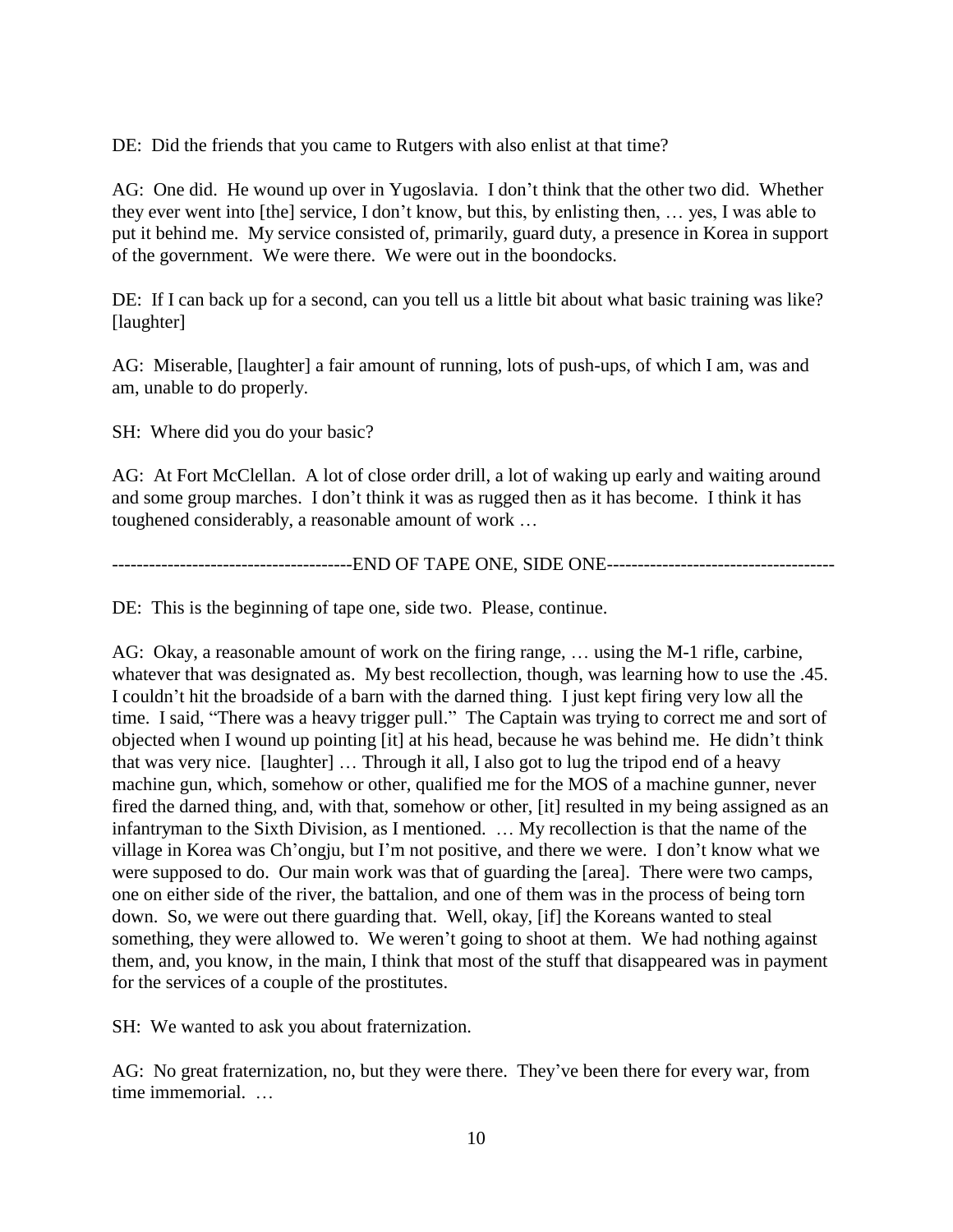DE: Did the friends that you came to Rutgers with also enlist at that time?

AG: One did. He wound up over in Yugoslavia. I don't think that the other two did. Whether they ever went into [the] service, I don't know, but this, by enlisting then, … yes, I was able to put it behind me. My service consisted of, primarily, guard duty, a presence in Korea in support of the government. We were there. We were out in the boondocks.

DE: If I can back up for a second, can you tell us a little bit about what basic training was like? [laughter]

AG: Miserable, [laughter] a fair amount of running, lots of push-ups, of which I am, was and am, unable to do properly.

SH: Where did you do your basic?

AG: At Fort McClellan. A lot of close order drill, a lot of waking up early and waiting around and some group marches. I don't think it was as rugged then as it has become. I think it has toughened considerably, a reasonable amount of work …

--------------------------------------END OF TAPE ONE, SIDE ONE-------------------------------------

DE: This is the beginning of tape one, side two. Please, continue.

AG: Okay, a reasonable amount of work on the firing range, … using the M-1 rifle, carbine, whatever that was designated as. My best recollection, though, was learning how to use the .45. I couldn't hit the broadside of a barn with the darned thing. I just kept firing very low all the time. I said, "There was a heavy trigger pull." The Captain was trying to correct me and sort of objected when I wound up pointing [it] at his head, because he was behind me. He didn't think that was very nice. [laughter] … Through it all, I also got to lug the tripod end of a heavy machine gun, which, somehow or other, qualified me for the MOS of a machine gunner, never fired the darned thing, and, with that, somehow or other, [it] resulted in my being assigned as an infantryman to the Sixth Division, as I mentioned. … My recollection is that the name of the village in Korea was Ch'ongju, but I'm not positive, and there we were. I don't know what we were supposed to do. Our main work was that of guarding the [area]. There were two camps, one on either side of the river, the battalion, and one of them was in the process of being torn down. So, we were out there guarding that. Well, okay, [if] the Koreans wanted to steal something, they were allowed to. We weren't going to shoot at them. We had nothing against them, and, you know, in the main, I think that most of the stuff that disappeared was in payment for the services of a couple of the prostitutes.

SH: We wanted to ask you about fraternization.

AG: No great fraternization, no, but they were there. They've been there for every war, from time immemorial. …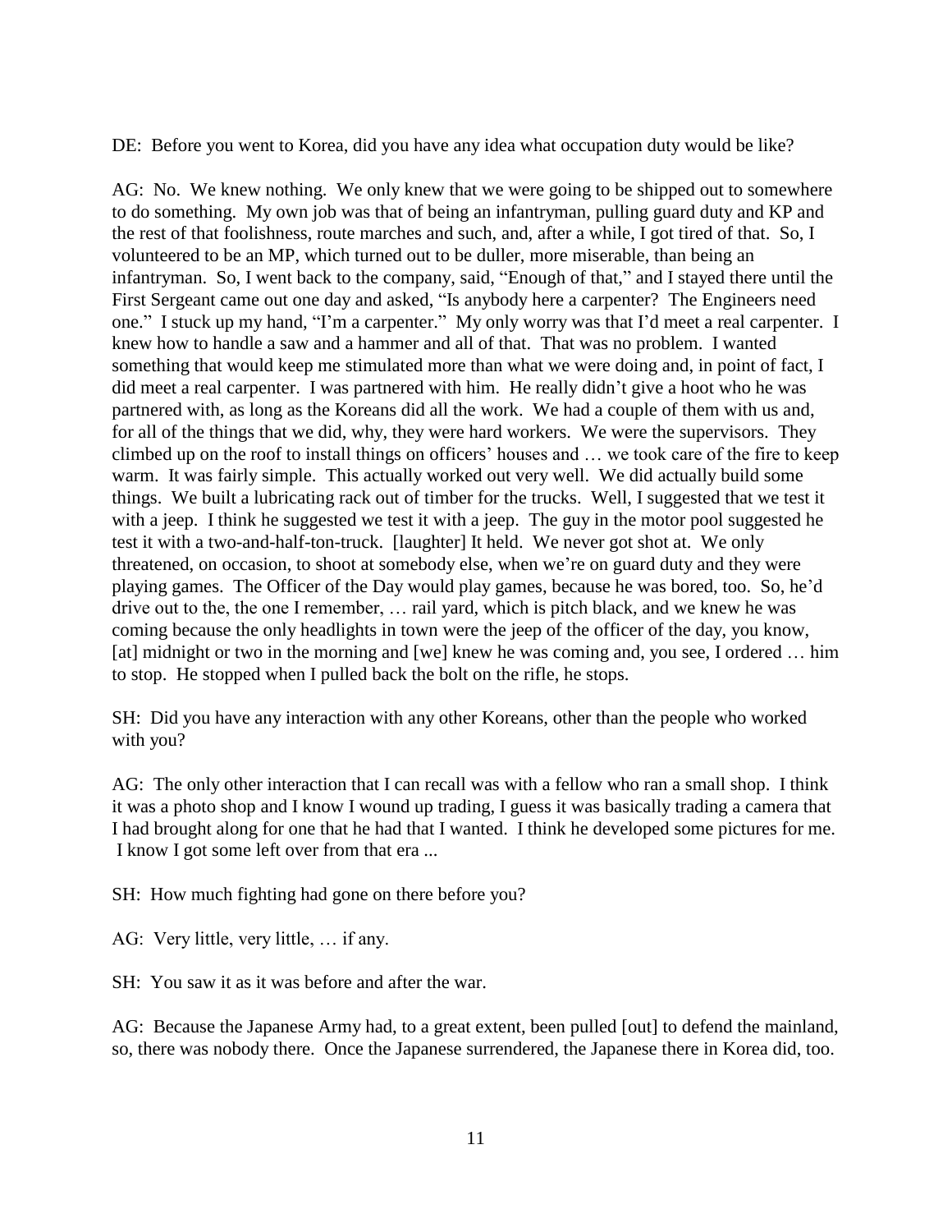DE: Before you went to Korea, did you have any idea what occupation duty would be like?

AG: No. We knew nothing. We only knew that we were going to be shipped out to somewhere to do something. My own job was that of being an infantryman, pulling guard duty and KP and the rest of that foolishness, route marches and such, and, after a while, I got tired of that. So, I volunteered to be an MP, which turned out to be duller, more miserable, than being an infantryman. So, I went back to the company, said, "Enough of that," and I stayed there until the First Sergeant came out one day and asked, "Is anybody here a carpenter? The Engineers need one." I stuck up my hand, "I'm a carpenter." My only worry was that I'd meet a real carpenter. I knew how to handle a saw and a hammer and all of that. That was no problem. I wanted something that would keep me stimulated more than what we were doing and, in point of fact, I did meet a real carpenter. I was partnered with him. He really didn't give a hoot who he was partnered with, as long as the Koreans did all the work. We had a couple of them with us and, for all of the things that we did, why, they were hard workers. We were the supervisors. They climbed up on the roof to install things on officers' houses and … we took care of the fire to keep warm. It was fairly simple. This actually worked out very well. We did actually build some things. We built a lubricating rack out of timber for the trucks. Well, I suggested that we test it with a jeep. I think he suggested we test it with a jeep. The guy in the motor pool suggested he test it with a two-and-half-ton-truck. [laughter] It held. We never got shot at. We only threatened, on occasion, to shoot at somebody else, when we're on guard duty and they were playing games. The Officer of the Day would play games, because he was bored, too. So, he'd drive out to the, the one I remember, … rail yard, which is pitch black, and we knew he was coming because the only headlights in town were the jeep of the officer of the day, you know, [at] midnight or two in the morning and [we] knew he was coming and, you see, I ordered … him to stop. He stopped when I pulled back the bolt on the rifle, he stops.

SH: Did you have any interaction with any other Koreans, other than the people who worked with you?

AG: The only other interaction that I can recall was with a fellow who ran a small shop. I think it was a photo shop and I know I wound up trading, I guess it was basically trading a camera that I had brought along for one that he had that I wanted. I think he developed some pictures for me. I know I got some left over from that era ...

SH: How much fighting had gone on there before you?

AG: Very little, very little, … if any.

SH: You saw it as it was before and after the war.

AG: Because the Japanese Army had, to a great extent, been pulled [out] to defend the mainland, so, there was nobody there. Once the Japanese surrendered, the Japanese there in Korea did, too.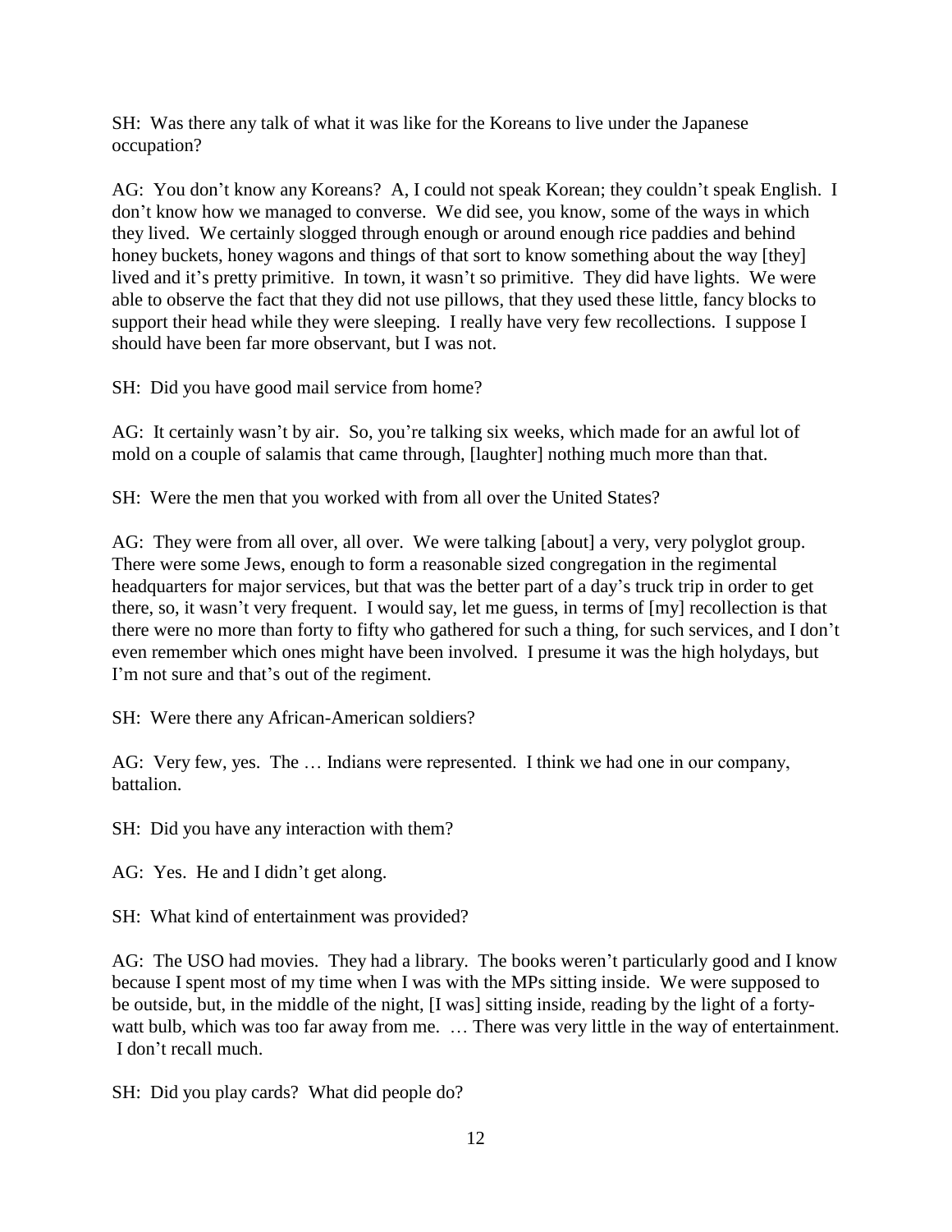SH: Was there any talk of what it was like for the Koreans to live under the Japanese occupation?

AG: You don't know any Koreans? A, I could not speak Korean; they couldn't speak English. I don't know how we managed to converse. We did see, you know, some of the ways in which they lived. We certainly slogged through enough or around enough rice paddies and behind honey buckets, honey wagons and things of that sort to know something about the way [they] lived and it's pretty primitive. In town, it wasn't so primitive. They did have lights. We were able to observe the fact that they did not use pillows, that they used these little, fancy blocks to support their head while they were sleeping. I really have very few recollections. I suppose I should have been far more observant, but I was not.

SH: Did you have good mail service from home?

AG: It certainly wasn't by air. So, you're talking six weeks, which made for an awful lot of mold on a couple of salamis that came through, [laughter] nothing much more than that.

SH: Were the men that you worked with from all over the United States?

AG: They were from all over, all over. We were talking [about] a very, very polyglot group. There were some Jews, enough to form a reasonable sized congregation in the regimental headquarters for major services, but that was the better part of a day's truck trip in order to get there, so, it wasn't very frequent. I would say, let me guess, in terms of [my] recollection is that there were no more than forty to fifty who gathered for such a thing, for such services, and I don't even remember which ones might have been involved. I presume it was the high holydays, but I'm not sure and that's out of the regiment.

SH: Were there any African-American soldiers?

AG: Very few, yes. The … Indians were represented. I think we had one in our company, battalion.

SH: Did you have any interaction with them?

AG: Yes. He and I didn't get along.

SH: What kind of entertainment was provided?

AG: The USO had movies. They had a library. The books weren't particularly good and I know because I spent most of my time when I was with the MPs sitting inside. We were supposed to be outside, but, in the middle of the night, [I was] sitting inside, reading by the light of a forty-watt bulb, which was too far away from me. … There was very little in the way of entertainment. I don't recall much.

SH: Did you play cards? What did people do?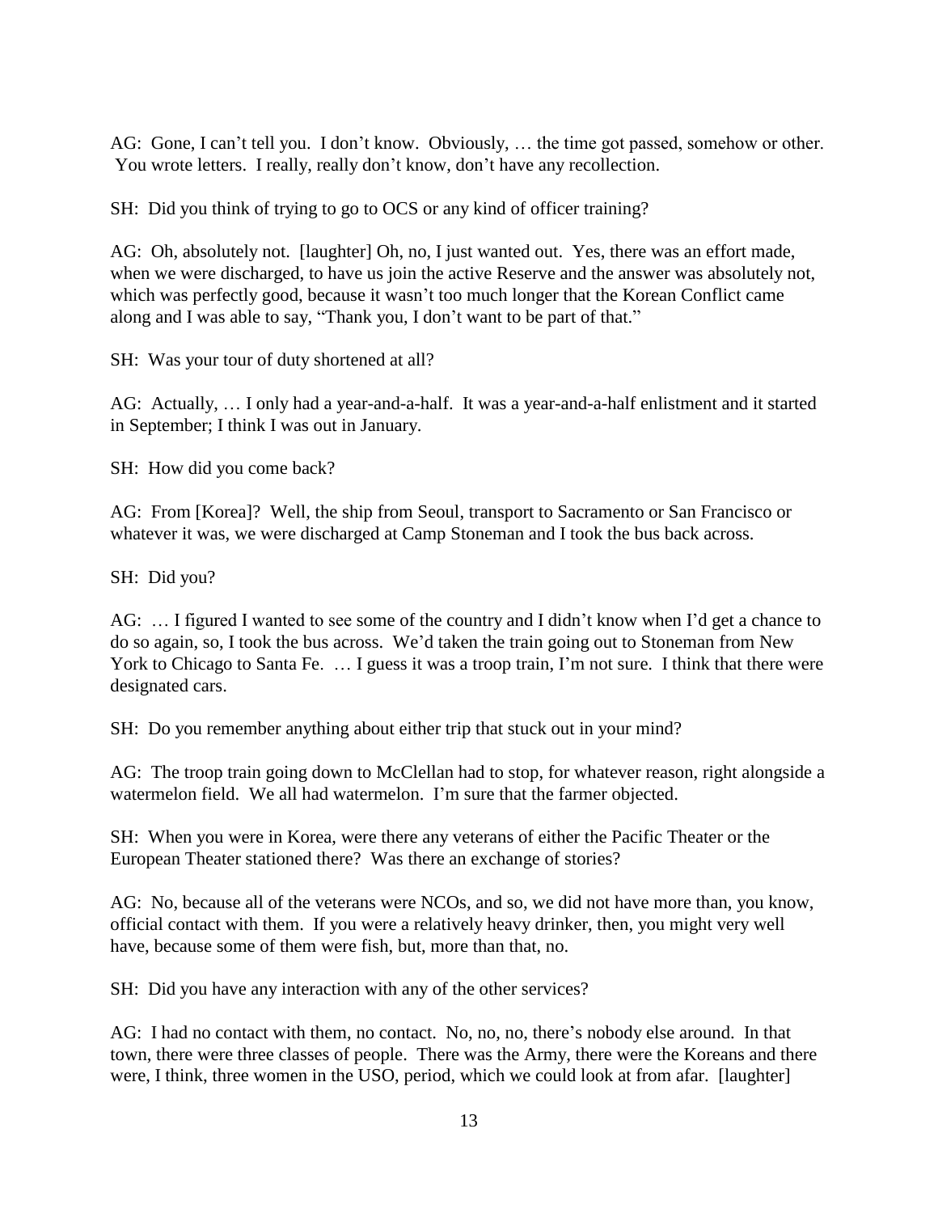AG: Gone, I can't tell you. I don't know. Obviously, … the time got passed, somehow or other. You wrote letters. I really, really don't know, don't have any recollection.

SH: Did you think of trying to go to OCS or any kind of officer training?

AG: Oh, absolutely not. [laughter] Oh, no, I just wanted out. Yes, there was an effort made, when we were discharged, to have us join the active Reserve and the answer was absolutely not, which was perfectly good, because it wasn't too much longer that the Korean Conflict came along and I was able to say, "Thank you, I don't want to be part of that."

SH: Was your tour of duty shortened at all?

AG: Actually, … I only had a year-and-a-half. It was a year-and-a-half enlistment and it started in September; I think I was out in January.

SH: How did you come back?

AG: From [Korea]? Well, the ship from Seoul, transport to Sacramento or San Francisco or whatever it was, we were discharged at Camp Stoneman and I took the bus back across.

SH: Did you?

AG: … I figured I wanted to see some of the country and I didn't know when I'd get a chance to do so again, so, I took the bus across. We'd taken the train going out to Stoneman from New York to Chicago to Santa Fe. … I guess it was a troop train, I'm not sure. I think that there were designated cars.

SH: Do you remember anything about either trip that stuck out in your mind?

AG: The troop train going down to McClellan had to stop, for whatever reason, right alongside a watermelon field. We all had watermelon. I'm sure that the farmer objected.

SH: When you were in Korea, were there any veterans of either the Pacific Theater or the European Theater stationed there? Was there an exchange of stories?

AG: No, because all of the veterans were NCOs, and so, we did not have more than, you know, official contact with them. If you were a relatively heavy drinker, then, you might very well have, because some of them were fish, but, more than that, no.

SH: Did you have any interaction with any of the other services?

AG: I had no contact with them, no contact. No, no, no, there's nobody else around. In that town, there were three classes of people. There was the Army, there were the Koreans and there were, I think, three women in the USO, period, which we could look at from afar. [laughter]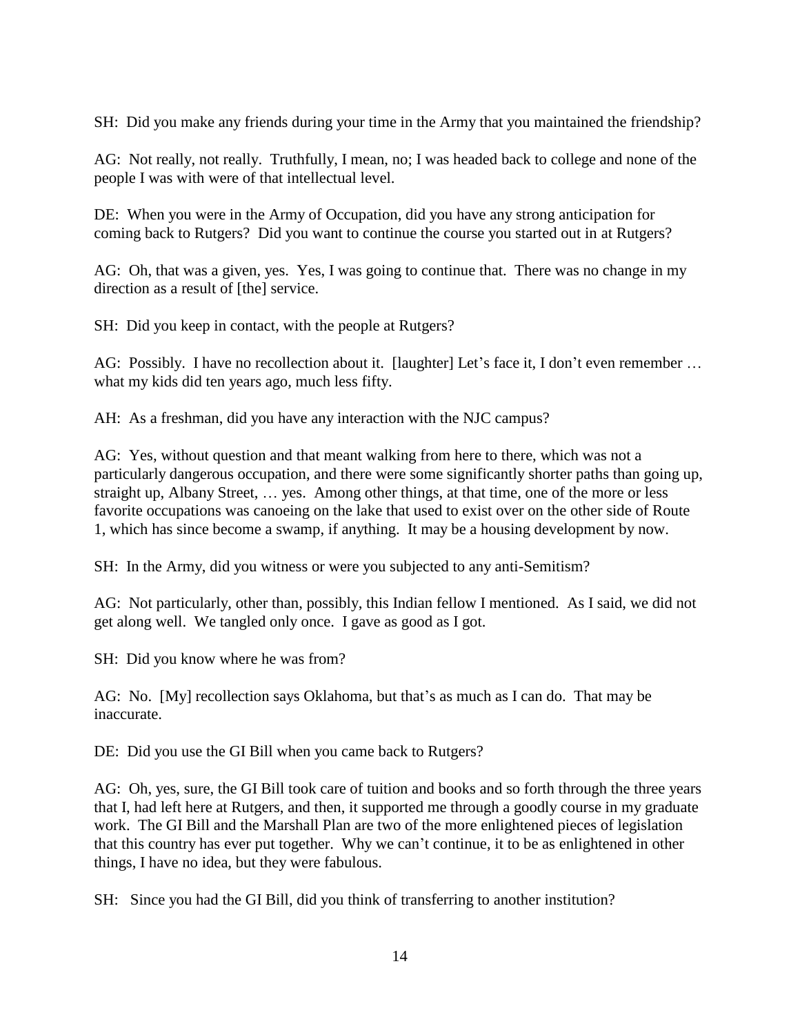SH: Did you make any friends during your time in the Army that you maintained the friendship?

AG: Not really, not really. Truthfully, I mean, no; I was headed back to college and none of the people I was with were of that intellectual level.

DE: When you were in the Army of Occupation, did you have any strong anticipation for coming back to Rutgers? Did you want to continue the course you started out in at Rutgers?

AG: Oh, that was a given, yes. Yes, I was going to continue that. There was no change in my direction as a result of [the] service.

SH: Did you keep in contact, with the people at Rutgers?

AG: Possibly. I have no recollection about it. [laughter] Let's face it, I don't even remember … what my kids did ten years ago, much less fifty.

AH: As a freshman, did you have any interaction with the NJC campus?

AG: Yes, without question and that meant walking from here to there, which was not a particularly dangerous occupation, and there were some significantly shorter paths than going up, straight up, Albany Street, … yes. Among other things, at that time, one of the more or less favorite occupations was canoeing on the lake that used to exist over on the other side of Route 1, which has since become a swamp, if anything. It may be a housing development by now.

SH: In the Army, did you witness or were you subjected to any anti-Semitism?

AG: Not particularly, other than, possibly, this Indian fellow I mentioned. As I said, we did not get along well. We tangled only once. I gave as good as I got.

SH: Did you know where he was from?

AG: No. [My] recollection says Oklahoma, but that's as much as I can do. That may be inaccurate.

DE: Did you use the GI Bill when you came back to Rutgers?

AG: Oh, yes, sure, the GI Bill took care of tuition and books and so forth through the three years that I, had left here at Rutgers, and then, it supported me through a goodly course in my graduate work. The GI Bill and the Marshall Plan are two of the more enlightened pieces of legislation that this country has ever put together. Why we can't continue, it to be as enlightened in other things, I have no idea, but they were fabulous.

SH: Since you had the GI Bill, did you think of transferring to another institution?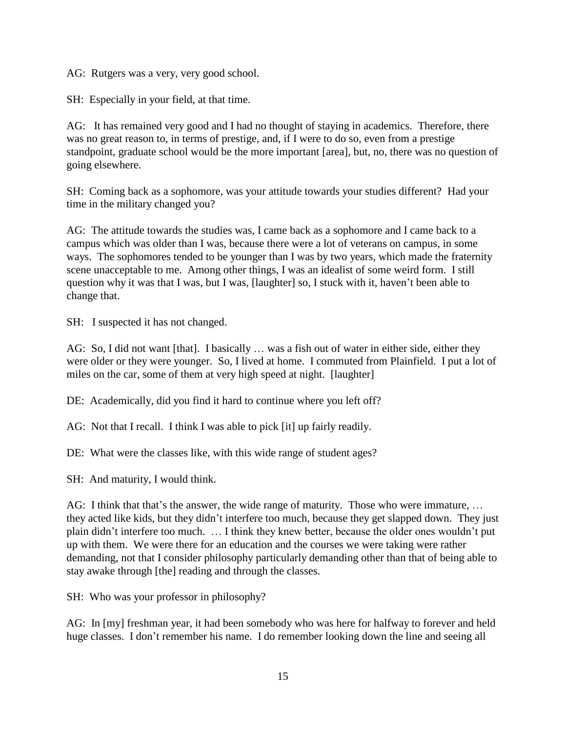AG: Rutgers was a very, very good school.

SH: Especially in your field, at that time.

AG: It has remained very good and I had no thought of staying in academics. Therefore, there was no great reason to, in terms of prestige, and, if I were to do so, even from a prestige standpoint, graduate school would be the more important [area], but, no, there was no question of going elsewhere.

SH: Coming back as a sophomore, was your attitude towards your studies different? Had your time in the military changed you?

AG: The attitude towards the studies was, I came back as a sophomore and I came back to a campus which was older than I was, because there were a lot of veterans on campus, in some ways. The sophomores tended to be younger than I was by two years, which made the fraternity scene unacceptable to me. Among other things, I was an idealist of some weird form. I still question why it was that I was, but I was, [laughter] so, I stuck with it, haven't been able to change that.

SH: I suspected it has not changed.

AG: So, I did not want [that]. I basically … was a fish out of water in either side, either they were older or they were younger. So, I lived at home. I commuted from Plainfield. I put a lot of miles on the car, some of them at very high speed at night. [laughter]

DE: Academically, did you find it hard to continue where you left off?

AG: Not that I recall. I think I was able to pick [it] up fairly readily.

DE: What were the classes like, with this wide range of student ages?

SH: And maturity, I would think.

AG: I think that that's the answer, the wide range of maturity. Those who were immature, … they acted like kids, but they didn't interfere too much, because they get slapped down. They just plain didn't interfere too much. … I think they knew better, because the older ones wouldn't put up with them. We were there for an education and the courses we were taking were rather demanding, not that I consider philosophy particularly demanding other than that of being able to stay awake through [the] reading and through the classes.

SH: Who was your professor in philosophy?

AG: In [my] freshman year, it had been somebody who was here for halfway to forever and held huge classes. I don't remember his name. I do remember looking down the line and seeing all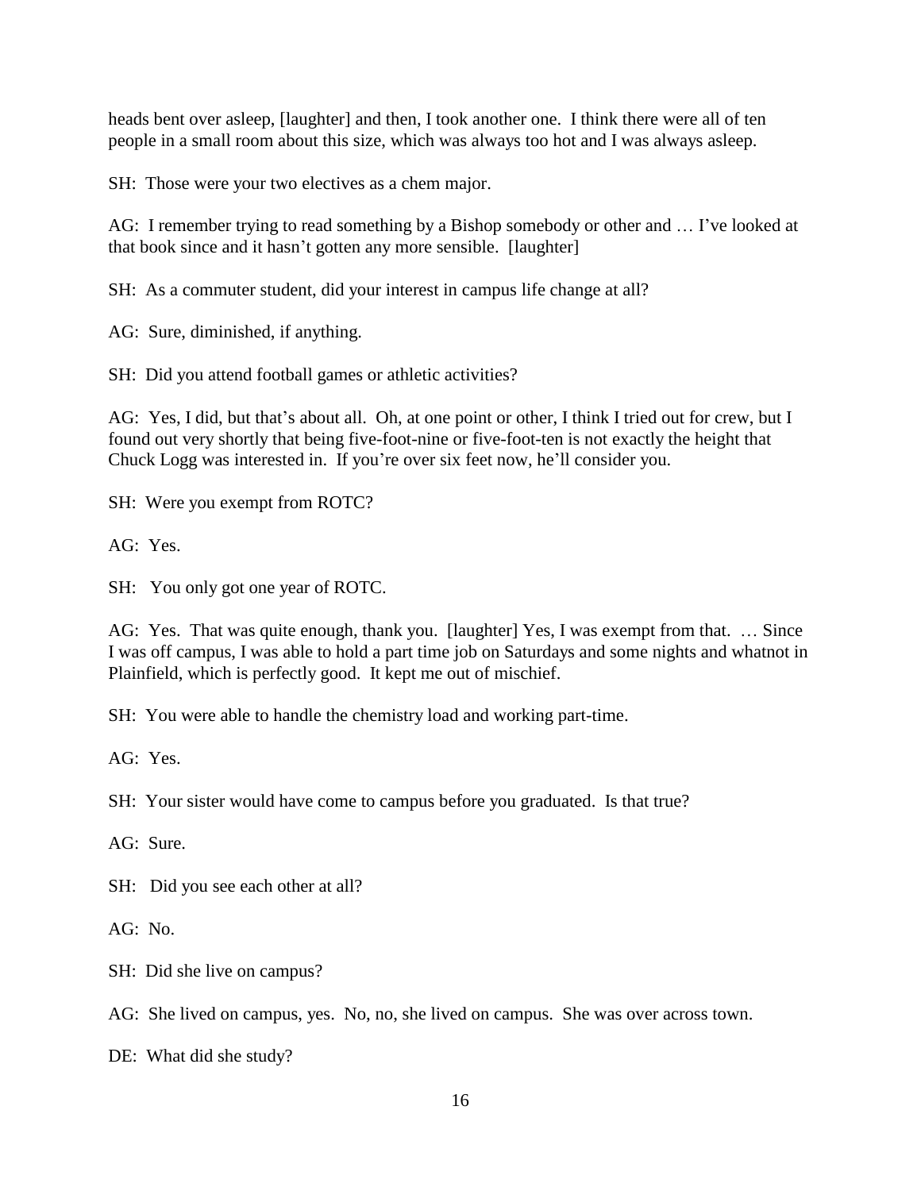heads bent over asleep, [laughter] and then, I took another one. I think there were all of ten people in a small room about this size, which was always too hot and I was always asleep.

SH: Those were your two electives as a chem major.

AG: I remember trying to read something by a Bishop somebody or other and … I've looked at that book since and it hasn't gotten any more sensible. [laughter]

SH: As a commuter student, did your interest in campus life change at all?

AG: Sure, diminished, if anything.

SH: Did you attend football games or athletic activities?

AG: Yes, I did, but that's about all. Oh, at one point or other, I think I tried out for crew, but I found out very shortly that being five-foot-nine or five-foot-ten is not exactly the height that Chuck Logg was interested in. If you're over six feet now, he'll consider you.

SH: Were you exempt from ROTC?

AG: Yes.

SH: You only got one year of ROTC.

AG: Yes. That was quite enough, thank you. [laughter] Yes, I was exempt from that. … Since I was off campus, I was able to hold a part time job on Saturdays and some nights and whatnot in Plainfield, which is perfectly good. It kept me out of mischief.

SH: You were able to handle the chemistry load and working part-time.

AG: Yes.

SH: Your sister would have come to campus before you graduated. Is that true?

AG: Sure.

SH: Did you see each other at all?

AG: No.

SH: Did she live on campus?

AG: She lived on campus, yes. No, no, she lived on campus. She was over across town.

DE: What did she study?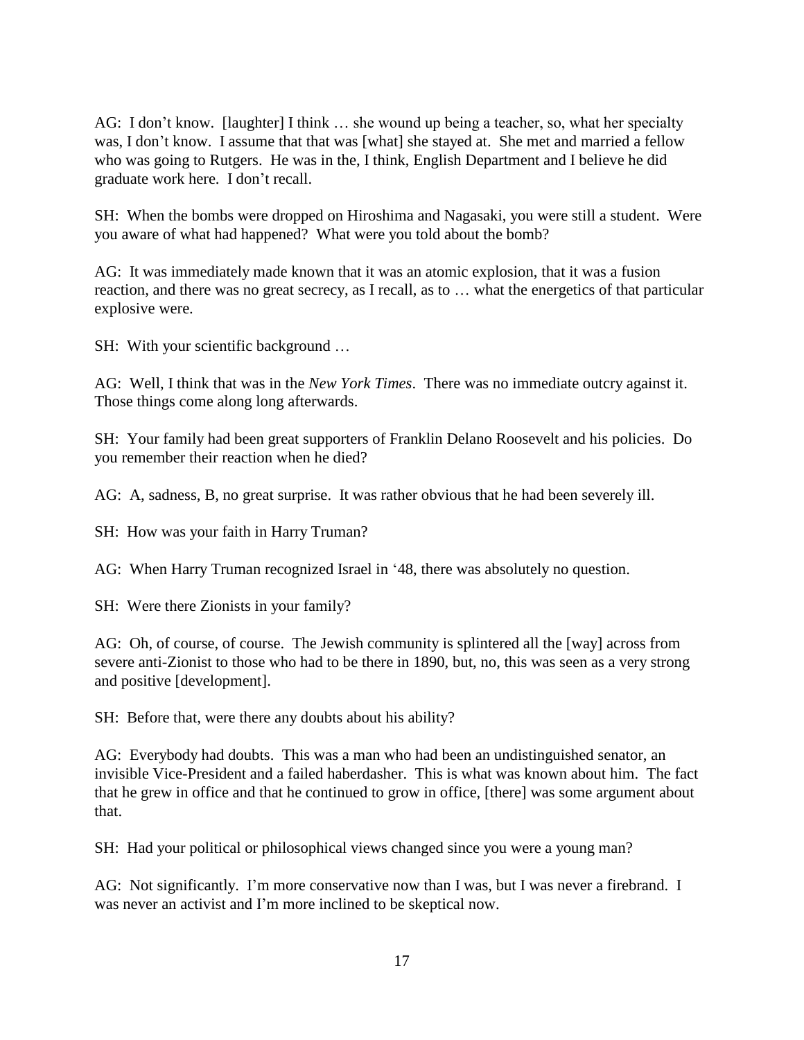AG: I don't know. [laughter] I think … she wound up being a teacher, so, what her specialty was, I don't know. I assume that that was [what] she stayed at. She met and married a fellow who was going to Rutgers. He was in the, I think, English Department and I believe he did graduate work here. I don't recall.

SH: When the bombs were dropped on Hiroshima and Nagasaki, you were still a student. Were you aware of what had happened? What were you told about the bomb?

AG: It was immediately made known that it was an atomic explosion, that it was a fusion reaction, and there was no great secrecy, as I recall, as to … what the energetics of that particular explosive were.

SH: With your scientific background …

AG: Well, I think that was in the *New York Times*. There was no immediate outcry against it. Those things come along long afterwards.

SH: Your family had been great supporters of Franklin Delano Roosevelt and his policies. Do you remember their reaction when he died?

AG: A, sadness, B, no great surprise. It was rather obvious that he had been severely ill.

SH: How was your faith in Harry Truman?

AG: When Harry Truman recognized Israel in '48, there was absolutely no question.

SH: Were there Zionists in your family?

AG: Oh, of course, of course. The Jewish community is splintered all the [way] across from severe anti-Zionist to those who had to be there in 1890, but, no, this was seen as a very strong and positive [development].

SH: Before that, were there any doubts about his ability?

AG: Everybody had doubts. This was a man who had been an undistinguished senator, an invisible Vice-President and a failed haberdasher. This is what was known about him. The fact that he grew in office and that he continued to grow in office, [there] was some argument about that.

SH: Had your political or philosophical views changed since you were a young man?

AG: Not significantly. I'm more conservative now than I was, but I was never a firebrand. I was never an activist and I'm more inclined to be skeptical now.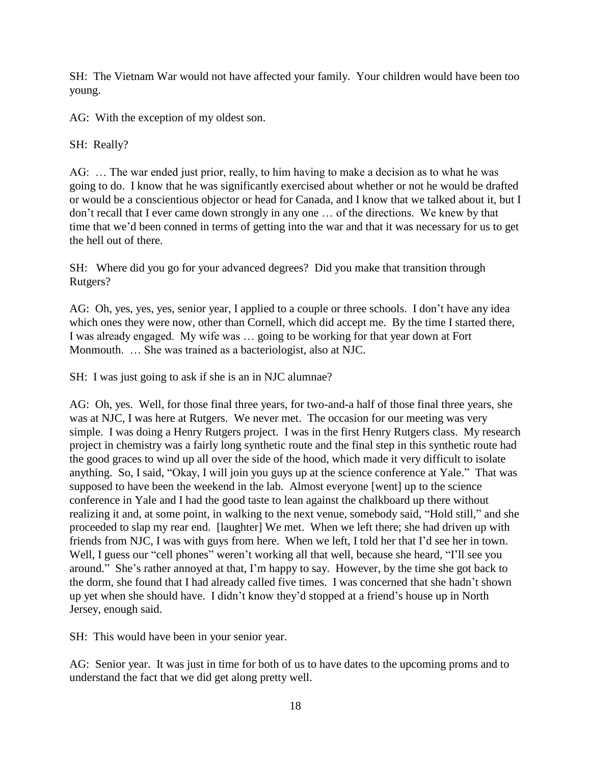SH: The Vietnam War would not have affected your family. Your children would have been too young.

AG: With the exception of my oldest son.

SH: Really?

AG: … The war ended just prior, really, to him having to make a decision as to what he was going to do. I know that he was significantly exercised about whether or not he would be drafted or would be a conscientious objector or head for Canada, and I know that we talked about it, but I don't recall that I ever came down strongly in any one … of the directions. We knew by that time that we'd been conned in terms of getting into the war and that it was necessary for us to get the hell out of there.

SH: Where did you go for your advanced degrees? Did you make that transition through Rutgers?

AG: Oh, yes, yes, yes, senior year, I applied to a couple or three schools. I don't have any idea which ones they were now, other than Cornell, which did accept me. By the time I started there, I was already engaged. My wife was … going to be working for that year down at Fort Monmouth. … She was trained as a bacteriologist, also at NJC.

SH: I was just going to ask if she is an in NJC alumnae?

AG: Oh, yes. Well, for those final three years, for two-and-a half of those final three years, she was at NJC, I was here at Rutgers. We never met. The occasion for our meeting was very simple. I was doing a Henry Rutgers project. I was in the first Henry Rutgers class. My research project in chemistry was a fairly long synthetic route and the final step in this synthetic route had the good graces to wind up all over the side of the hood, which made it very difficult to isolate anything. So, I said, "Okay, I will join you guys up at the science conference at Yale." That was supposed to have been the weekend in the lab. Almost everyone [went] up to the science conference in Yale and I had the good taste to lean against the chalkboard up there without realizing it and, at some point, in walking to the next venue, somebody said, "Hold still," and she proceeded to slap my rear end. [laughter] We met. When we left there; she had driven up with friends from NJC, I was with guys from here. When we left, I told her that I'd see her in town. Well, I guess our "cell phones" weren't working all that well, because she heard, "I'll see you around." She's rather annoyed at that, I'm happy to say. However, by the time she got back to the dorm, she found that I had already called five times. I was concerned that she hadn't shown up yet when she should have. I didn't know they'd stopped at a friend's house up in North Jersey, enough said.

SH: This would have been in your senior year.

AG: Senior year. It was just in time for both of us to have dates to the upcoming proms and to understand the fact that we did get along pretty well.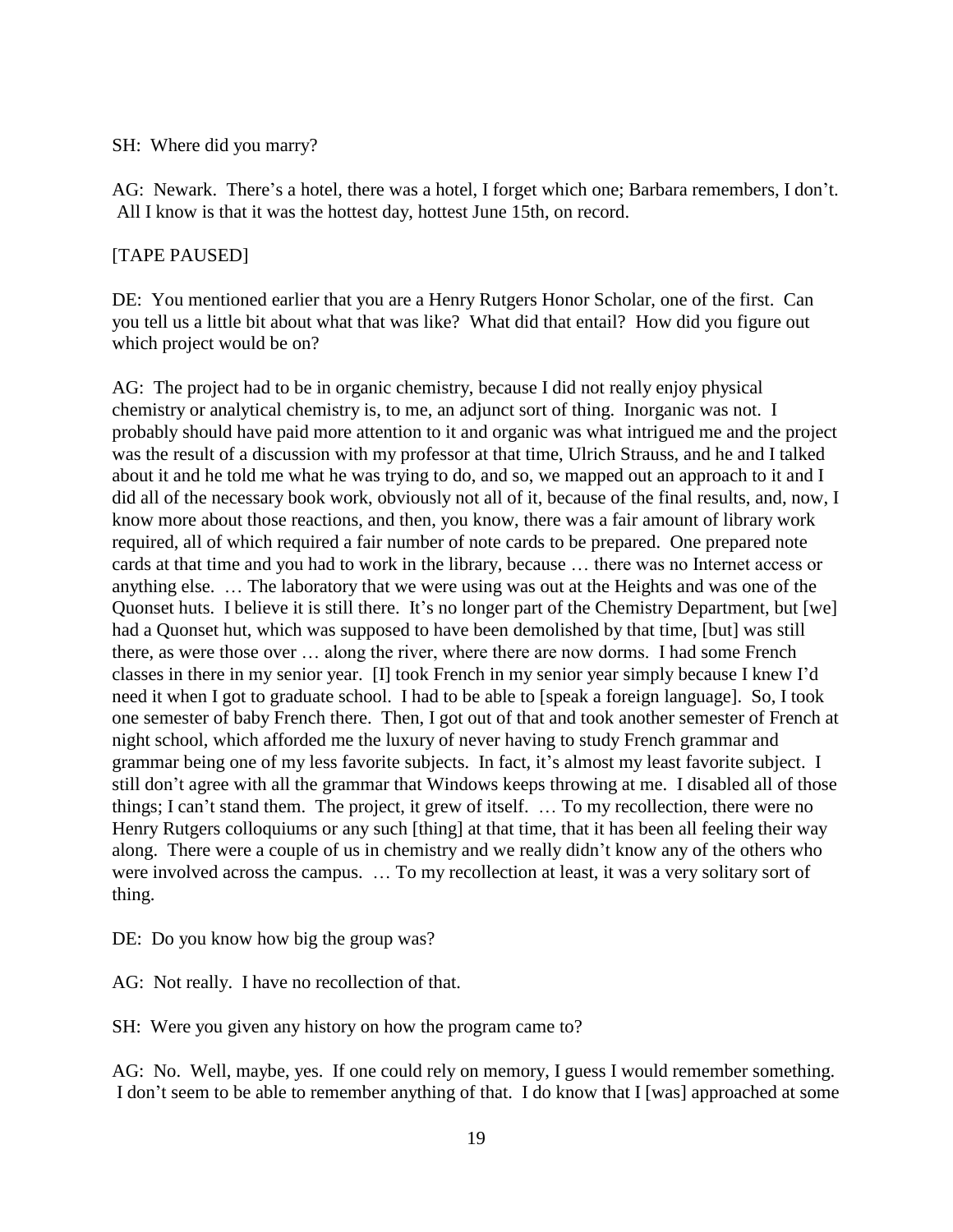SH: Where did you marry?

AG: Newark. There's a hotel, there was a hotel, I forget which one; Barbara remembers, I don't. All I know is that it was the hottest day, hottest June 15th, on record.

[TAPE PAUSED]

DE: You mentioned earlier that you are a Henry Rutgers Honor Scholar, one of the first. Can you tell us a little bit about what that was like? What did that entail? How did you figure out which project would be on?

AG: The project had to be in organic chemistry, because I did not really enjoy physical chemistry or analytical chemistry is, to me, an adjunct sort of thing. Inorganic was not. I probably should have paid more attention to it and organic was what intrigued me and the project was the result of a discussion with my professor at that time, Ulrich Strauss, and he and I talked about it and he told me what he was trying to do, and so, we mapped out an approach to it and I did all of the necessary book work, obviously not all of it, because of the final results, and, now, I know more about those reactions, and then, you know, there was a fair amount of library work required, all of which required a fair number of note cards to be prepared. One prepared note cards at that time and you had to work in the library, because … there was no Internet access or anything else. … The laboratory that we were using was out at the Heights and was one of the Quonset huts. I believe it is still there. It's no longer part of the Chemistry Department, but [we] had a Quonset hut, which was supposed to have been demolished by that time, [but] was still there, as were those over … along the river, where there are now dorms. I had some French classes in there in my senior year. [I] took French in my senior year simply because I knew I'd need it when I got to graduate school. I had to be able to [speak a foreign language]. So, I took one semester of baby French there. Then, I got out of that and took another semester of French at night school, which afforded me the luxury of never having to study French grammar and grammar being one of my less favorite subjects. In fact, it's almost my least favorite subject. I still don't agree with all the grammar that Windows keeps throwing at me. I disabled all of those things; I can't stand them. The project, it grew of itself. … To my recollection, there were no Henry Rutgers colloquiums or any such [thing] at that time, that it has been all feeling their way along. There were a couple of us in chemistry and we really didn't know any of the others who were involved across the campus. … To my recollection at least, it was a very solitary sort of thing.

DE: Do you know how big the group was?

AG: Not really. I have no recollection of that.

SH: Were you given any history on how the program came to?

AG: No. Well, maybe, yes. If one could rely on memory, I guess I would remember something. I don't seem to be able to remember anything of that. I do know that I [was] approached at some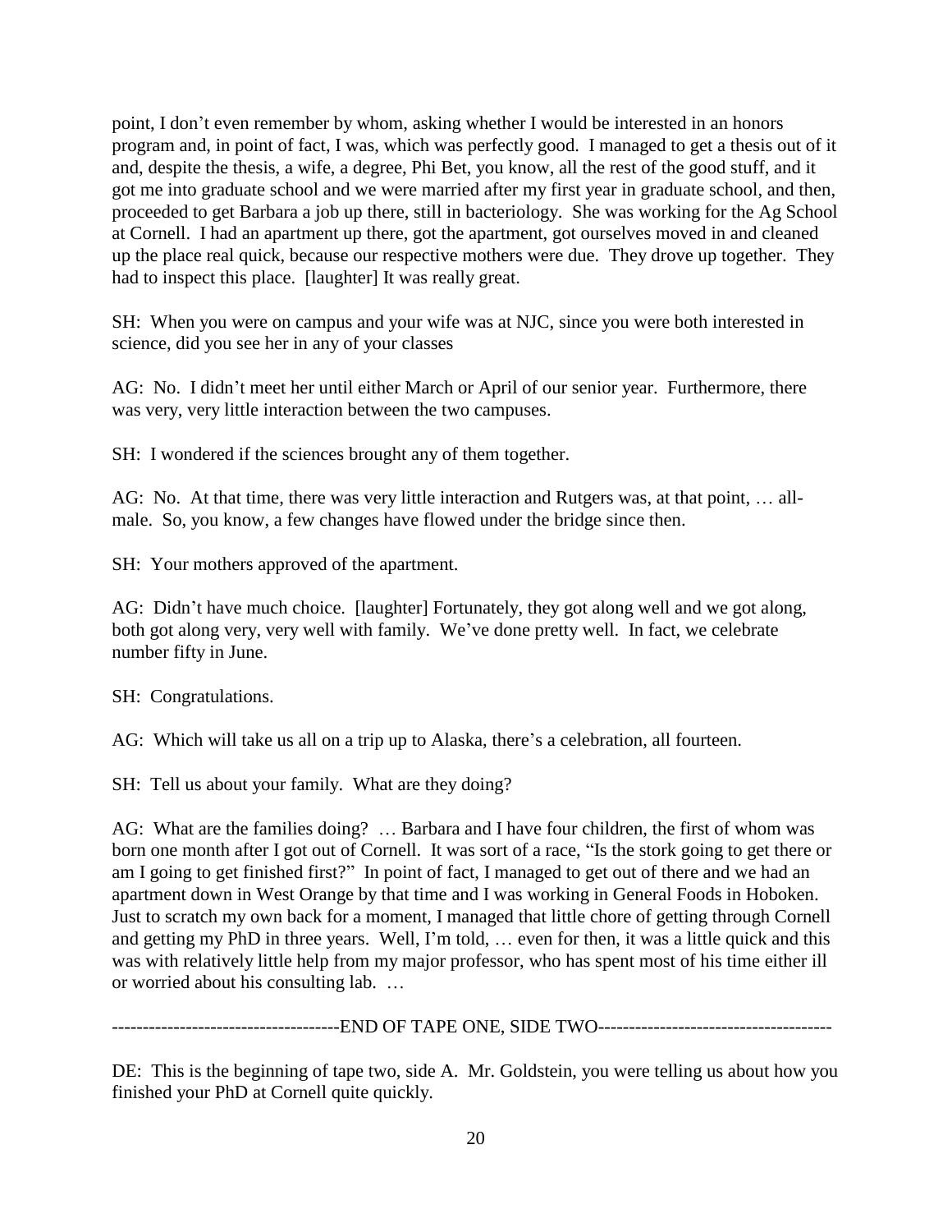point, I don't even remember by whom, asking whether I would be interested in an honors program and, in point of fact, I was, which was perfectly good. I managed to get a thesis out of it and, despite the thesis, a wife, a degree, Phi Bet, you know, all the rest of the good stuff, and it got me into graduate school and we were married after my first year in graduate school, and then, proceeded to get Barbara a job up there, still in bacteriology. She was working for the Ag School at Cornell. I had an apartment up there, got the apartment, got ourselves moved in and cleaned up the place real quick, because our respective mothers were due. They drove up together. They had to inspect this place. [laughter] It was really great.

SH: When you were on campus and your wife was at NJC, since you were both interested in science, did you see her in any of your classes

AG: No. I didn't meet her until either March or April of our senior year. Furthermore, there was very, very little interaction between the two campuses.

SH: I wondered if the sciences brought any of them together.

AG: No. At that time, there was very little interaction and Rutgers was, at that point, … all-male. So, you know, a few changes have flowed under the bridge since then.

SH: Your mothers approved of the apartment.

AG: Didn't have much choice. [laughter] Fortunately, they got along well and we got along, both got along very, very well with family. We've done pretty well. In fact, we celebrate number fifty in June.

SH: Congratulations.

AG: Which will take us all on a trip up to Alaska, there's a celebration, all fourteen.

SH: Tell us about your family. What are they doing?

AG: What are the families doing? … Barbara and I have four children, the first of whom was born one month after I got out of Cornell. It was sort of a race, "Is the stork going to get there or am I going to get finished first?" In point of fact, I managed to get out of there and we had an apartment down in West Orange by that time and I was working in General Foods in Hoboken. Just to scratch my own back for a moment, I managed that little chore of getting through Cornell and getting my PhD in three years. Well, I'm told, … even for then, it was a little quick and this was with relatively little help from my major professor, who has spent most of his time either ill or worried about his consulting lab. …

-------------------------------------END OF TAPE ONE, SIDE TWO--------------------------------------

DE: This is the beginning of tape two, side A. Mr. Goldstein, you were telling us about how you finished your PhD at Cornell quite quickly.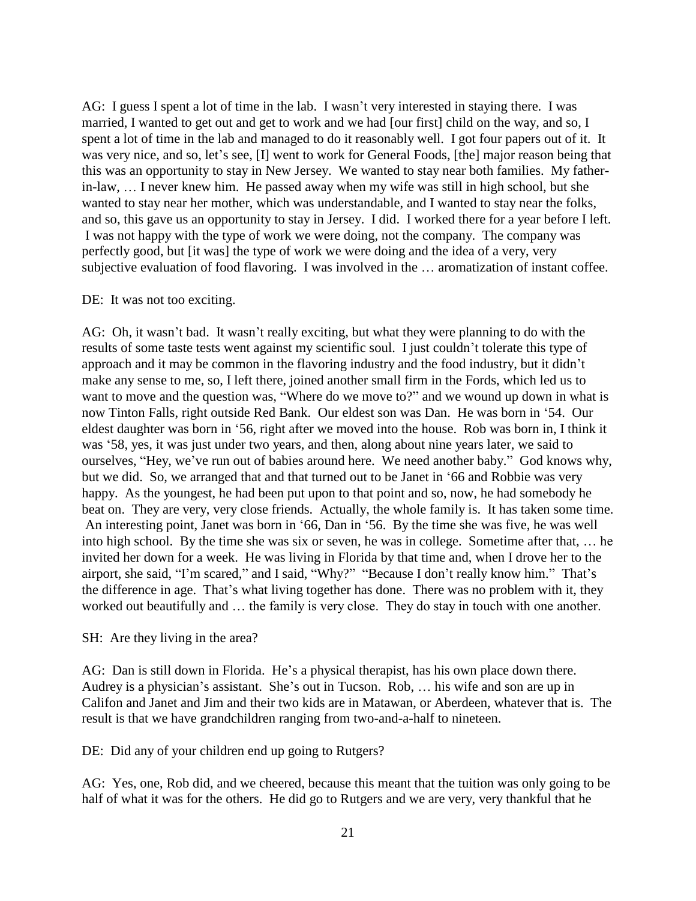AG: I guess I spent a lot of time in the lab. I wasn't very interested in staying there. I was married, I wanted to get out and get to work and we had [our first] child on the way, and so, I spent a lot of time in the lab and managed to do it reasonably well. I got four papers out of it. It was very nice, and so, let's see, [I] went to work for General Foods, [the] major reason being that this was an opportunity to stay in New Jersey. We wanted to stay near both families. My father-in-law, … I never knew him. He passed away when my wife was still in high school, but she wanted to stay near her mother, which was understandable, and I wanted to stay near the folks, and so, this gave us an opportunity to stay in Jersey. I did. I worked there for a year before I left. I was not happy with the type of work we were doing, not the company. The company was perfectly good, but [it was] the type of work we were doing and the idea of a very, very subjective evaluation of food flavoring. I was involved in the … aromatization of instant coffee.

DE: It was not too exciting.

AG: Oh, it wasn't bad. It wasn't really exciting, but what they were planning to do with the results of some taste tests went against my scientific soul. I just couldn't tolerate this type of approach and it may be common in the flavoring industry and the food industry, but it didn't make any sense to me, so, I left there, joined another small firm in the Fords, which led us to want to move and the question was, "Where do we move to?" and we wound up down in what is now Tinton Falls, right outside Red Bank. Our eldest son was Dan. He was born in '54. Our eldest daughter was born in '56, right after we moved into the house. Rob was born in, I think it was '58, yes, it was just under two years, and then, along about nine years later, we said to ourselves, "Hey, we've run out of babies around here. We need another baby." God knows why, but we did. So, we arranged that and that turned out to be Janet in '66 and Robbie was very happy. As the youngest, he had been put upon to that point and so, now, he had somebody he beat on. They are very, very close friends. Actually, the whole family is. It has taken some time. An interesting point, Janet was born in '66, Dan in '56. By the time she was five, he was well into high school. By the time she was six or seven, he was in college. Sometime after that, … he invited her down for a week. He was living in Florida by that time and, when I drove her to the airport, she said, "I'm scared," and I said, "Why?" "Because I don't really know him." That's the difference in age. That's what living together has done. There was no problem with it, they worked out beautifully and … the family is very close. They do stay in touch with one another.

SH: Are they living in the area?

AG: Dan is still down in Florida. He's a physical therapist, has his own place down there. Audrey is a physician's assistant. She's out in Tucson. Rob, … his wife and son are up in Califon and Janet and Jim and their two kids are in Matawan, or Aberdeen, whatever that is. The result is that we have grandchildren ranging from two-and-a-half to nineteen.

DE: Did any of your children end up going to Rutgers?

AG: Yes, one, Rob did, and we cheered, because this meant that the tuition was only going to be half of what it was for the others. He did go to Rutgers and we are very, very thankful that he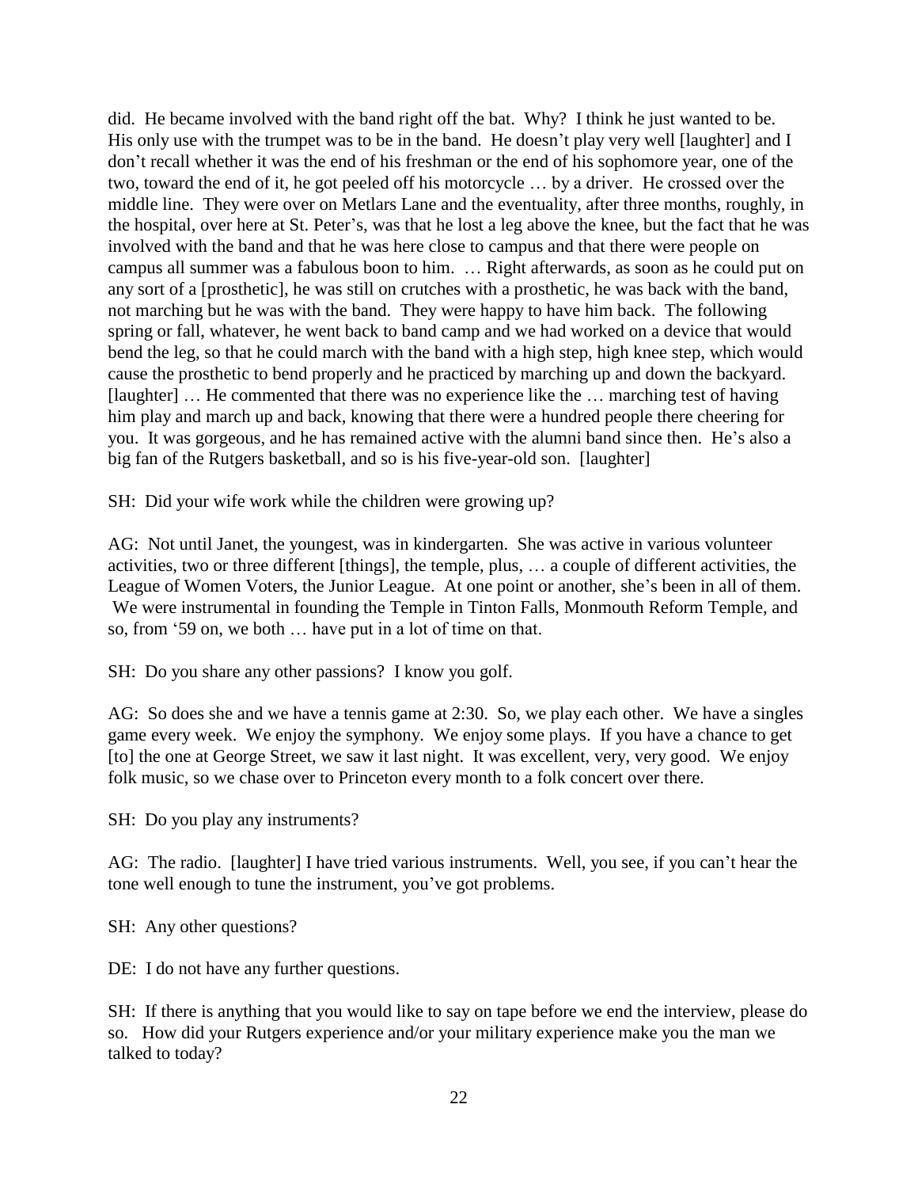did. He became involved with the band right off the bat. Why? I think he just wanted to be. His only use with the trumpet was to be in the band. He doesn't play very well [laughter] and I don't recall whether it was the end of his freshman or the end of his sophomore year, one of the two, toward the end of it, he got peeled off his motorcycle … by a driver. He crossed over the middle line. They were over on Metlars Lane and the eventuality, after three months, roughly, in the hospital, over here at St. Peter's, was that he lost a leg above the knee, but the fact that he was involved with the band and that he was here close to campus and that there were people on campus all summer was a fabulous boon to him. … Right afterwards, as soon as he could put on any sort of a [prosthetic], he was still on crutches with a prosthetic, he was back with the band, not marching but he was with the band. They were happy to have him back. The following spring or fall, whatever, he went back to band camp and we had worked on a device that would bend the leg, so that he could march with the band with a high step, high knee step, which would cause the prosthetic to bend properly and he practiced by marching up and down the backyard. [laughter] … He commented that there was no experience like the … marching test of having him play and march up and back, knowing that there were a hundred people there cheering for you. It was gorgeous, and he has remained active with the alumni band since then. He's also a big fan of the Rutgers basketball, and so is his five-year-old son. [laughter]

SH: Did your wife work while the children were growing up?

AG: Not until Janet, the youngest, was in kindergarten. She was active in various volunteer activities, two or three different [things], the temple, plus, … a couple of different activities, the League of Women Voters, the Junior League. At one point or another, she's been in all of them. We were instrumental in founding the Temple in Tinton Falls, Monmouth Reform Temple, and so, from '59 on, we both … have put in a lot of time on that.

SH: Do you share any other passions? I know you golf.

AG: So does she and we have a tennis game at 2:30. So, we play each other. We have a singles game every week. We enjoy the symphony. We enjoy some plays. If you have a chance to get [to] the one at George Street, we saw it last night. It was excellent, very, very good. We enjoy folk music, so we chase over to Princeton every month to a folk concert over there.

SH: Do you play any instruments?

AG: The radio. [laughter] I have tried various instruments. Well, you see, if you can't hear the tone well enough to tune the instrument, you've got problems.

SH: Any other questions?

DE: I do not have any further questions.

SH: If there is anything that you would like to say on tape before we end the interview, please do so. How did your Rutgers experience and/or your military experience make you the man we talked to today?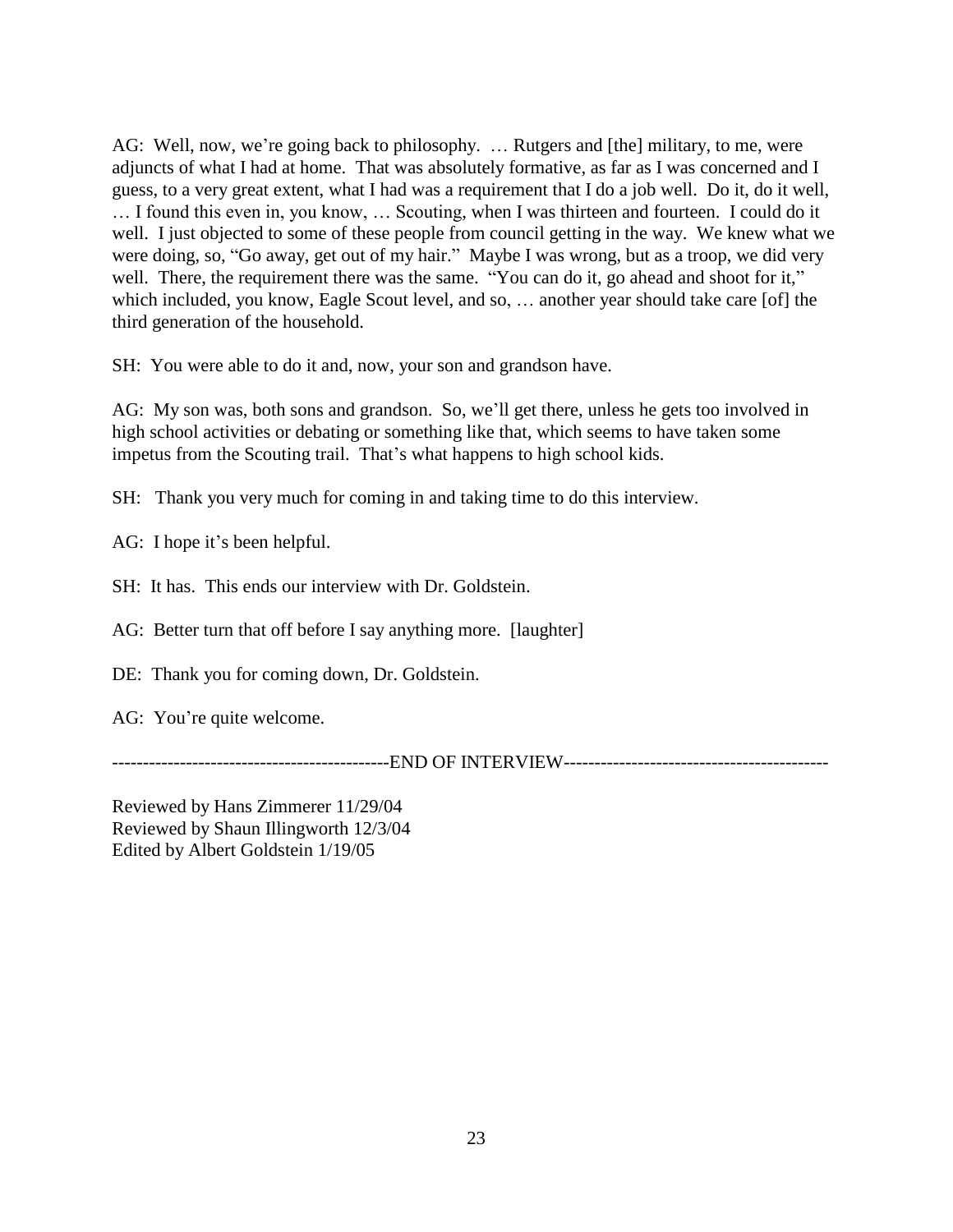AG: Well, now, we're going back to philosophy. … Rutgers and [the] military, to me, were adjuncts of what I had at home. That was absolutely formative, as far as I was concerned and I guess, to a very great extent, what I had was a requirement that I do a job well. Do it, do it well, … I found this even in, you know, … Scouting, when I was thirteen and fourteen. I could do it well. I just objected to some of these people from council getting in the way. We knew what we were doing, so, "Go away, get out of my hair." Maybe I was wrong, but as a troop, we did very well. There, the requirement there was the same. "You can do it, go ahead and shoot for it," which included, you know, Eagle Scout level, and so, … another year should take care [of] the third generation of the household.

SH: You were able to do it and, now, your son and grandson have.

AG: My son was, both sons and grandson. So, we'll get there, unless he gets too involved in high school activities or debating or something like that, which seems to have taken some impetus from the Scouting trail. That's what happens to high school kids.

SH: Thank you very much for coming in and taking time to do this interview.

AG: I hope it's been helpful.

SH: It has. This ends our interview with Dr. Goldstein.

AG: Better turn that off before I say anything more. [laughter]

DE: Thank you for coming down, Dr. Goldstein.

AG: You're quite welcome.

---------------------------------------------END OF INTERVIEW--------------------------------------------

Reviewed by Hans Zimmerer 11/29/04
Reviewed by Shaun Illingworth 12/3/04
Edited by Albert Goldstein 1/19/05